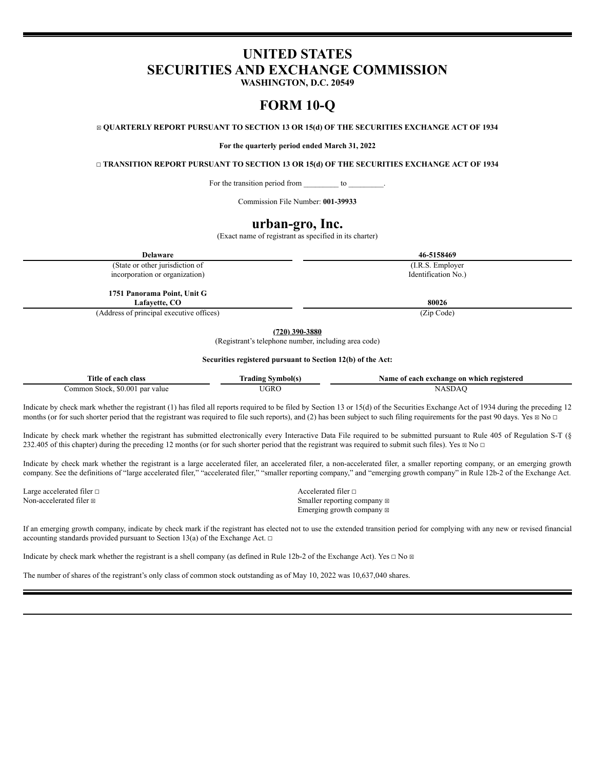# UNITED STATES
# SECURITIES AND EXCHANGE COMMISSION
**WASHINGTON, D.C. 20549**

# FORM 10-Q

**☒ QUARTERLY REPORT PURSUANT TO SECTION 13 OR 15(d) OF THE SECURITIES EXCHANGE ACT OF 1934**

**For the quarterly period ended March 31, 2022**

**☐ TRANSITION REPORT PURSUANT TO SECTION 13 OR 15(d) OF THE SECURITIES EXCHANGE ACT OF 1934**

For the transition period from _________ to _________.

Commission File Number: **001-39933**

# urban-gro, Inc.
(Exact name of registrant as specified in its charter)

| | |
|---|---|
| **Delaware** | **46-5158469** |
| (State or other jurisdiction of incorporation or organization) | (I.R.S. Employer Identification No.) |
| **1751 Panorama Point, Unit G Lafayette, CO** | **80026** |
| (Address of principal executive offices) | (Zip Code) |

**(720) 390-3880**
(Registrant's telephone number, including area code)

**Securities registered pursuant to Section 12(b) of the Act:**

| Title of each class | Trading Symbol(s) | Name of each exchange on which registered |
|---|---|---|
| Common Stock, $0.001 par value | UGRO | NASDAQ |

Indicate by check mark whether the registrant (1) has filed all reports required to be filed by Section 13 or 15(d) of the Securities Exchange Act of 1934 during the preceding 12 months (or for such shorter period that the registrant was required to file such reports), and (2) has been subject to such filing requirements for the past 90 days. Yes ☒ No ☐

Indicate by check mark whether the registrant has submitted electronically every Interactive Data File required to be submitted pursuant to Rule 405 of Regulation S-T (§ 232.405 of this chapter) during the preceding 12 months (or for such shorter period that the registrant was required to submit such files). Yes ☒ No ☐

Indicate by check mark whether the registrant is a large accelerated filer, an accelerated filer, a non-accelerated filer, a smaller reporting company, or an emerging growth company. See the definitions of "large accelerated filer," "accelerated filer," "smaller reporting company," and "emerging growth company" in Rule 12b-2 of the Exchange Act.

| | |
|---|---|
| Large accelerated filer ☐ | Accelerated filer ☐ |
| Non-accelerated filer ☒ | Smaller reporting company ☒ |
| | Emerging growth company ☒ |

If an emerging growth company, indicate by check mark if the registrant has elected not to use the extended transition period for complying with any new or revised financial accounting standards provided pursuant to Section 13(a) of the Exchange Act. ☐

Indicate by check mark whether the registrant is a shell company (as defined in Rule 12b-2 of the Exchange Act). Yes ☐ No ☒

The number of shares of the registrant's only class of common stock outstanding as of May 10, 2022 was 10,637,040 shares.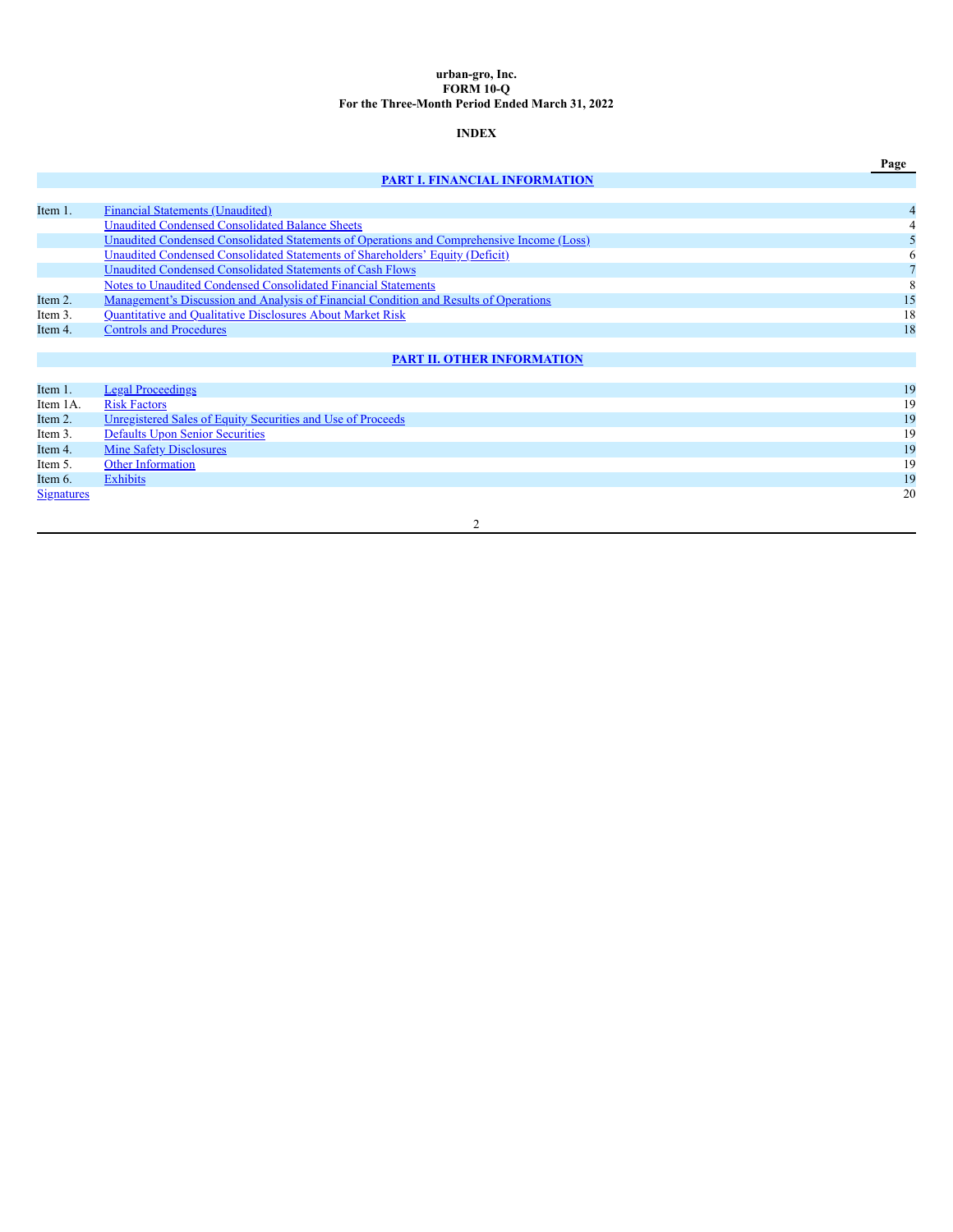**urban-gro, Inc.**
**FORM 10-Q**
**For the Three-Month Period Ended March 31, 2022**

**INDEX**

| | | Page |
|---|---|---|
| | **PART I. FINANCIAL INFORMATION** | |
| Item 1. | Financial Statements (Unaudited) | 4 |
| | Unaudited Condensed Consolidated Balance Sheets | 4 |
| | Unaudited Condensed Consolidated Statements of Operations and Comprehensive Income (Loss) | 5 |
| | Unaudited Condensed Consolidated Statements of Shareholders' Equity (Deficit) | 6 |
| | Unaudited Condensed Consolidated Statements of Cash Flows | 7 |
| | Notes to Unaudited Condensed Consolidated Financial Statements | 8 |
| Item 2. | Management's Discussion and Analysis of Financial Condition and Results of Operations | 15 |
| Item 3. | Quantitative and Qualitative Disclosures About Market Risk | 18 |
| Item 4. | Controls and Procedures | 18 |
| | **PART II. OTHER INFORMATION** | |
| Item 1. | Legal Proceedings | 19 |
| Item 1A. | Risk Factors | 19 |
| Item 2. | Unregistered Sales of Equity Securities and Use of Proceeds | 19 |
| Item 3. | Defaults Upon Senior Securities | 19 |
| Item 4. | Mine Safety Disclosures | 19 |
| Item 5. | Other Information | 19 |
| Item 6. | Exhibits | 19 |
| Signatures | | 20 |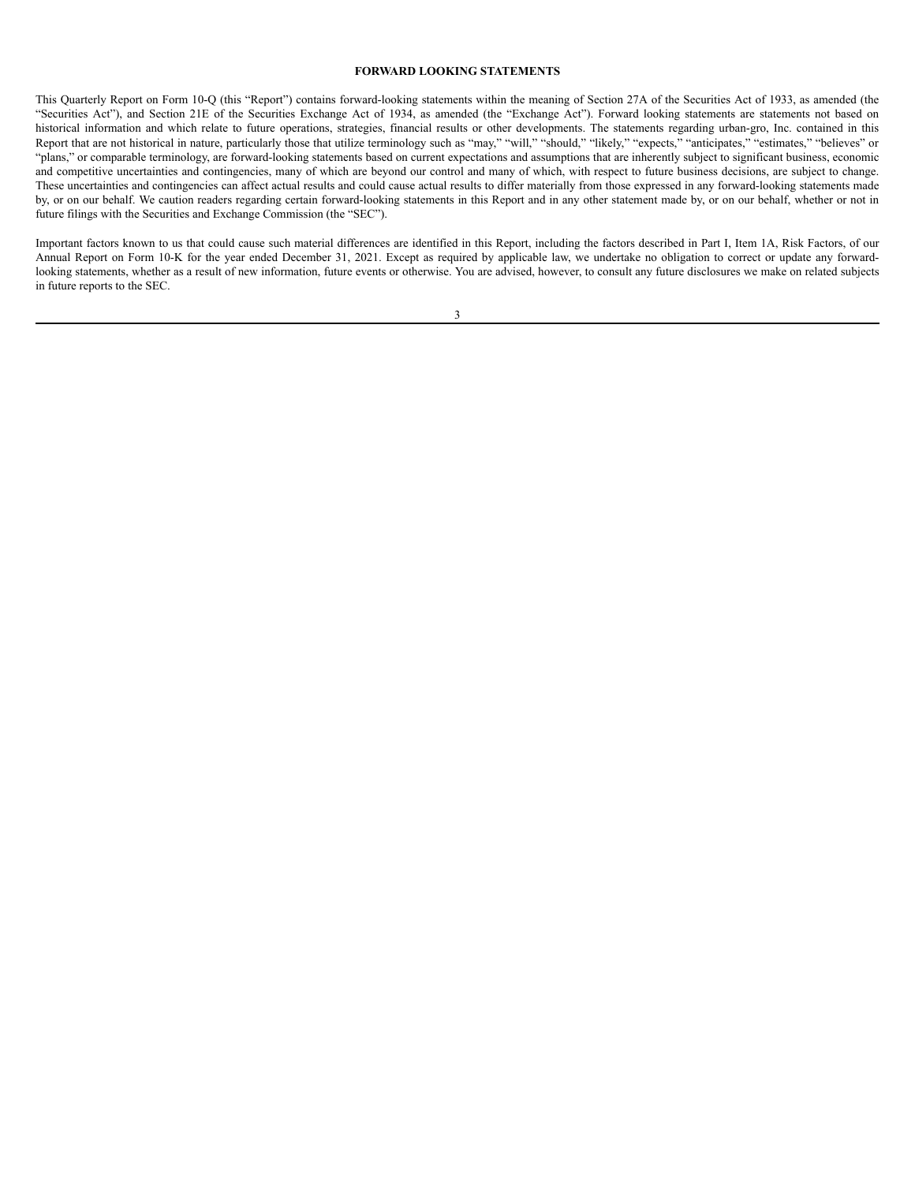## FORWARD LOOKING STATEMENTS

This Quarterly Report on Form 10-Q (this "Report") contains forward-looking statements within the meaning of Section 27A of the Securities Act of 1933, as amended (the "Securities Act"), and Section 21E of the Securities Exchange Act of 1934, as amended (the "Exchange Act"). Forward looking statements are statements not based on historical information and which relate to future operations, strategies, financial results or other developments. The statements regarding urban-gro, Inc. contained in this Report that are not historical in nature, particularly those that utilize terminology such as "may," "will," "should," "likely," "expects," "anticipates," "estimates," "believes" or "plans," or comparable terminology, are forward-looking statements based on current expectations and assumptions that are inherently subject to significant business, economic and competitive uncertainties and contingencies, many of which are beyond our control and many of which, with respect to future business decisions, are subject to change. These uncertainties and contingencies can affect actual results and could cause actual results to differ materially from those expressed in any forward-looking statements made by, or on our behalf. We caution readers regarding certain forward-looking statements in this Report and in any other statement made by, or on our behalf, whether or not in future filings with the Securities and Exchange Commission (the "SEC").

Important factors known to us that could cause such material differences are identified in this Report, including the factors described in Part I, Item 1A, Risk Factors, of our Annual Report on Form 10-K for the year ended December 31, 2021. Except as required by applicable law, we undertake no obligation to correct or update any forward-looking statements, whether as a result of new information, future events or otherwise. You are advised, however, to consult any future disclosures we make on related subjects in future reports to the SEC.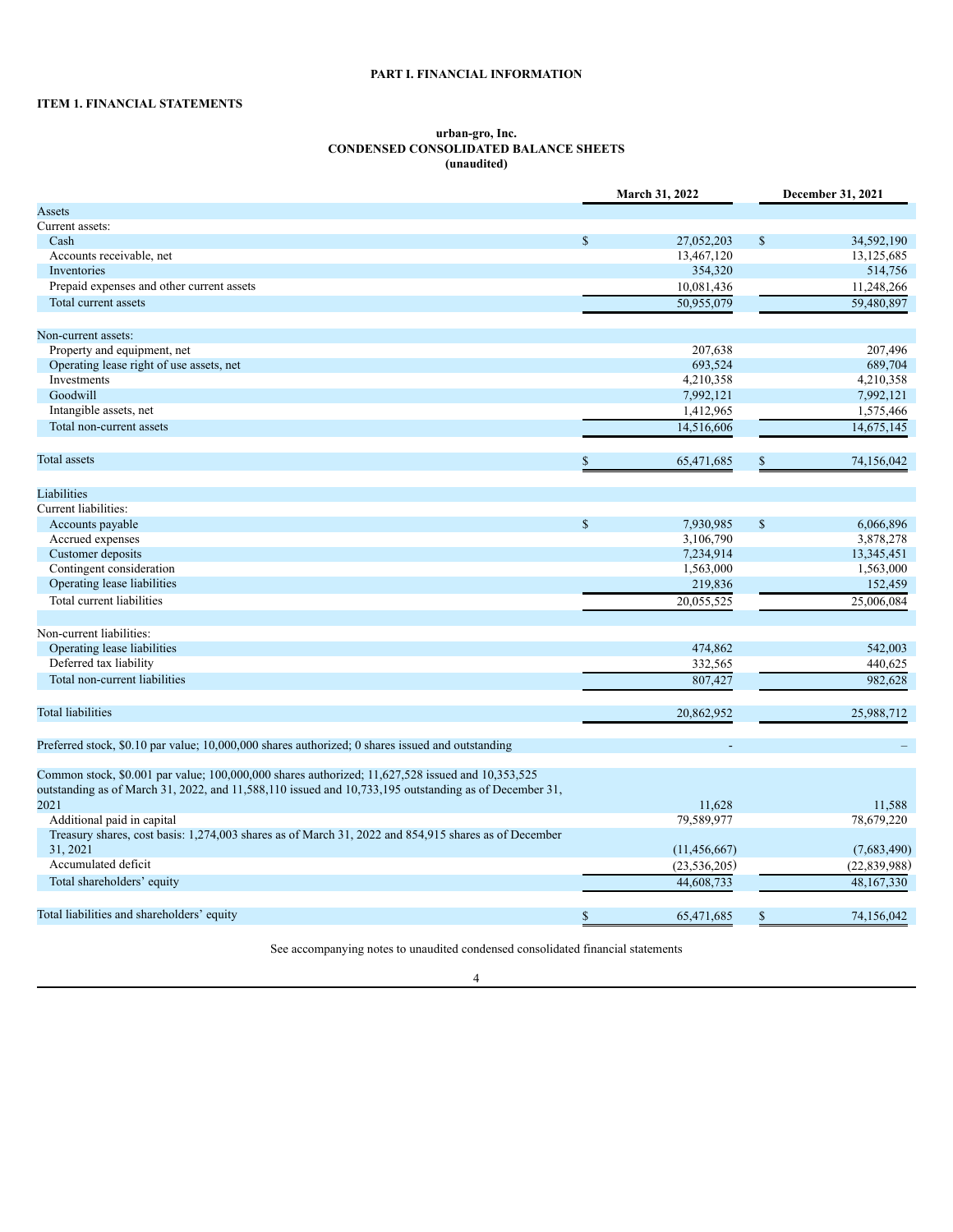# PART I. FINANCIAL INFORMATION

## ITEM 1. FINANCIAL STATEMENTS

### urban-gro, Inc.
### CONDENSED CONSOLIDATED BALANCE SHEETS
### (unaudited)

| | March 31, 2022 | December 31, 2021 |
|---|---|---|
| **Assets** | | |
| Current assets: | | |
| Cash | $ 27,052,203 | $ 34,592,190 |
| Accounts receivable, net | 13,467,120 | 13,125,685 |
| Inventories | 354,320 | 514,756 |
| Prepaid expenses and other current assets | 10,081,436 | 11,248,266 |
| Total current assets | 50,955,079 | 59,480,897 |
| | | |
| Non-current assets: | | |
| Property and equipment, net | 207,638 | 207,496 |
| Operating lease right of use assets, net | 693,524 | 689,704 |
| Investments | 4,210,358 | 4,210,358 |
| Goodwill | 7,992,121 | 7,992,121 |
| Intangible assets, net | 1,412,965 | 1,575,466 |
| Total non-current assets | 14,516,606 | 14,675,145 |
| | | |
| Total assets | $ 65,471,685 | $ 74,156,042 |
| | | |
| **Liabilities** | | |
| Current liabilities: | | |
| Accounts payable | $ 7,930,985 | $ 6,066,896 |
| Accrued expenses | 3,106,790 | 3,878,278 |
| Customer deposits | 7,234,914 | 13,345,451 |
| Contingent consideration | 1,563,000 | 1,563,000 |
| Operating lease liabilities | 219,836 | 152,459 |
| Total current liabilities | 20,055,525 | 25,006,084 |
| | | |
| Non-current liabilities: | | |
| Operating lease liabilities | 474,862 | 542,003 |
| Deferred tax liability | 332,565 | 440,625 |
| Total non-current liabilities | 807,427 | 982,628 |
| | | |
| Total liabilities | 20,862,952 | 25,988,712 |
| | | |
| Preferred stock, $0.10 par value; 10,000,000 shares authorized; 0 shares issued and outstanding | - | – |
| | | |
| Common stock, $0.001 par value; 100,000,000 shares authorized; 11,627,528 issued and 10,353,525 outstanding as of March 31, 2022, and 11,588,110 issued and 10,733,195 outstanding as of December 31, 2021 | 11,628 | 11,588 |
| Additional paid in capital | 79,589,977 | 78,679,220 |
| Treasury shares, cost basis: 1,274,003 shares as of March 31, 2022 and 854,915 shares as of December 31, 2021 | (11,456,667) | (7,683,490) |
| Accumulated deficit | (23,536,205) | (22,839,988) |
| Total shareholders' equity | 44,608,733 | 48,167,330 |
| | | |
| Total liabilities and shareholders' equity | $ 65,471,685 | $ 74,156,042 |

See accompanying notes to unaudited condensed consolidated financial statements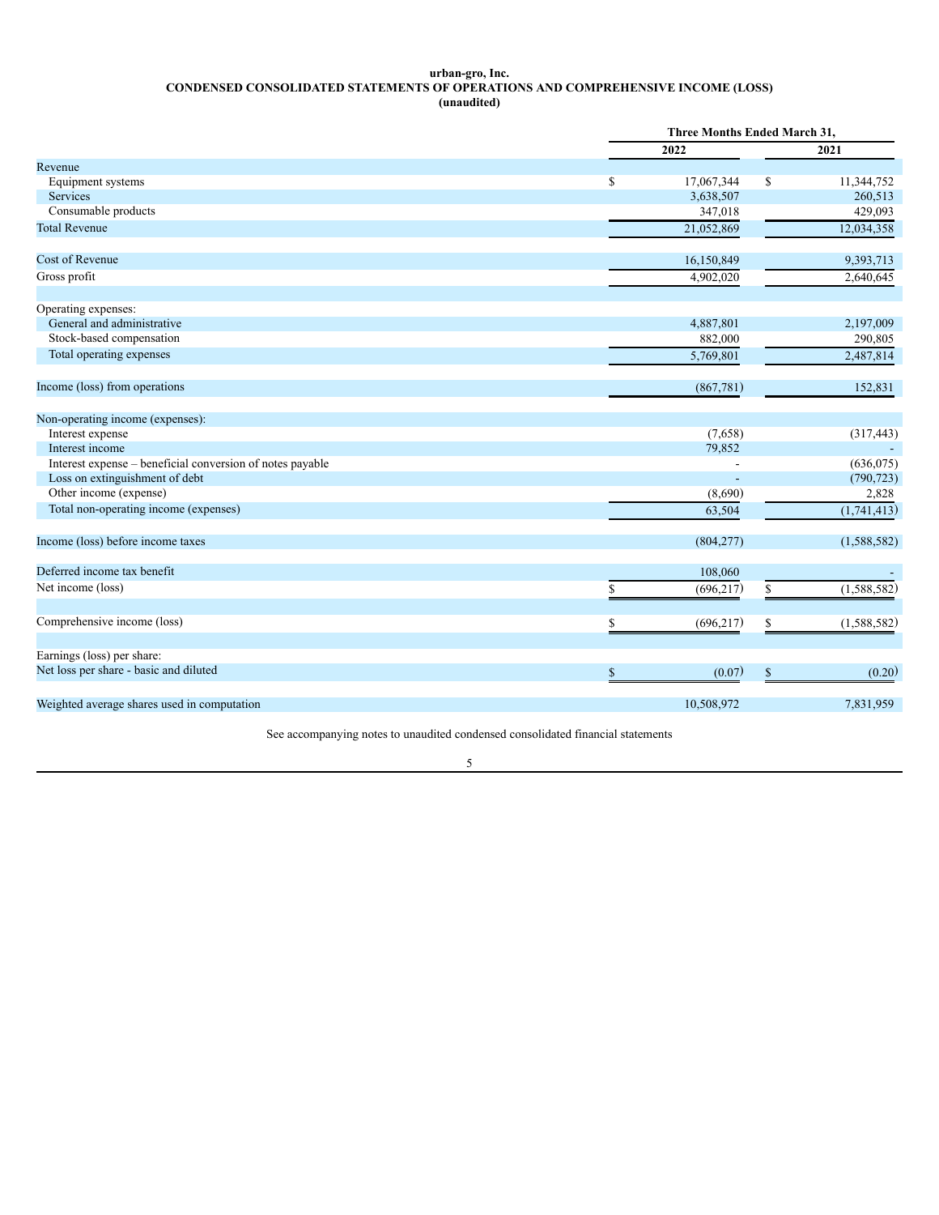**urban-gro, Inc.**
**CONDENSED CONSOLIDATED STATEMENTS OF OPERATIONS AND COMPREHENSIVE INCOME (LOSS)**
**(unaudited)**

| | Three Months Ended March 31, | |
|---|---|---|
| | 2022 | 2021 |
| Revenue | | |
| Equipment systems | $ 17,067,344 | $ 11,344,752 |
| Services | 3,638,507 | 260,513 |
| Consumable products | 347,018 | 429,093 |
| Total Revenue | 21,052,869 | 12,034,358 |
| | | |
| Cost of Revenue | 16,150,849 | 9,393,713 |
| Gross profit | 4,902,020 | 2,640,645 |
| | | |
| Operating expenses: | | |
| General and administrative | 4,887,801 | 2,197,009 |
| Stock-based compensation | 882,000 | 290,805 |
| Total operating expenses | 5,769,801 | 2,487,814 |
| | | |
| Income (loss) from operations | (867,781) | 152,831 |
| | | |
| Non-operating income (expenses): | | |
| Interest expense | (7,658) | (317,443) |
| Interest income | 79,852 | - |
| Interest expense – beneficial conversion of notes payable | - | (636,075) |
| Loss on extinguishment of debt | - | (790,723) |
| Other income (expense) | (8,690) | 2,828 |
| Total non-operating income (expenses) | 63,504 | (1,741,413) |
| | | |
| Income (loss) before income taxes | (804,277) | (1,588,582) |
| | | |
| Deferred income tax benefit | 108,060 | - |
| Net income (loss) | $ (696,217) | $ (1,588,582) |
| | | |
| Comprehensive income (loss) | $ (696,217) | $ (1,588,582) |
| | | |
| Earnings (loss) per share: | | |
| Net loss per share - basic and diluted | $ (0.07) | $ (0.20) |
| | | |
| Weighted average shares used in computation | 10,508,972 | 7,831,959 |

See accompanying notes to unaudited condensed consolidated financial statements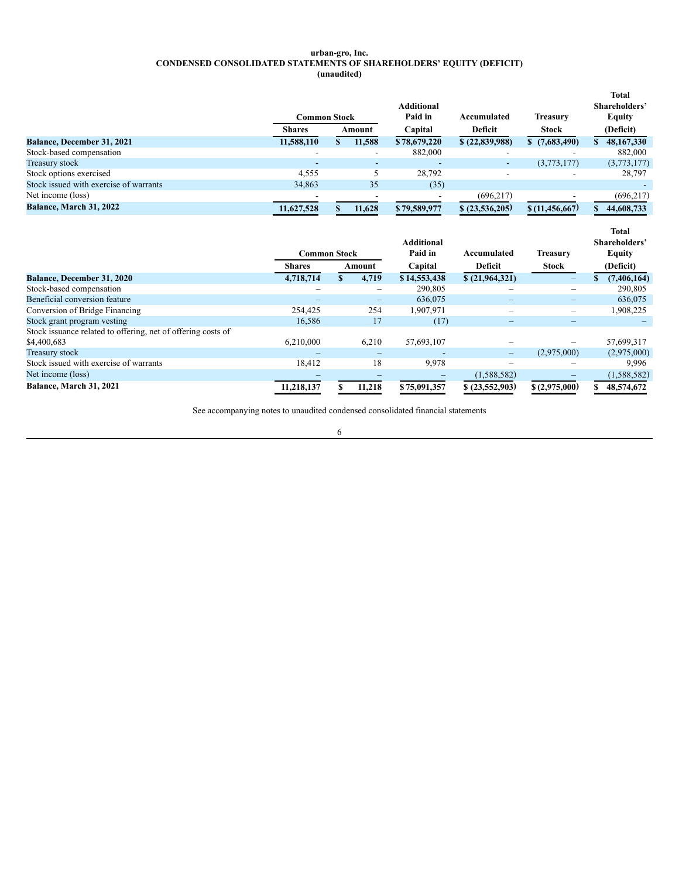**urban-gro, Inc.**
**CONDENSED CONSOLIDATED STATEMENTS OF SHAREHOLDERS' EQUITY (DEFICIT)**
**(unaudited)**

| | Common Stock | | Additional Paid in | Accumulated | Treasury | Total Shareholders' Equity |
|---|---|---|---|---|---|---|
| | Shares | Amount | Capital | Deficit | Stock | (Deficit) |
| **Balance, December 31, 2021** | **11,588,110** | **$ 11,588** | **$ 78,679,220** | **$ (22,839,988)** | **$ (7,683,490)** | **$ 48,167,330** |
| Stock-based compensation | - | - | 882,000 | - | - | 882,000 |
| Treasury stock | - | - | - | - | (3,773,177) | (3,773,177) |
| Stock options exercised | 4,555 | 5 | 28,792 | - | - | 28,797 |
| Stock issued with exercise of warrants | 34,863 | 35 | (35) | | | - |
| Net income (loss) | - | - | - | (696,217) | - | (696,217) |
| **Balance, March 31, 2022** | **11,627,528** | **$ 11,628** | **$ 79,589,977** | **$ (23,536,205)** | **$ (11,456,667)** | **$ 44,608,733** |

| | Common Stock | | Additional Paid in | Accumulated | Treasury | Total Shareholders' Equity |
|---|---|---|---|---|---|---|
| | Shares | Amount | Capital | Deficit | Stock | (Deficit) |
| **Balance, December 31, 2020** | **4,718,714** | **$ 4,719** | **$ 14,553,438** | **$ (21,964,321)** | **–** | **$ (7,406,164)** |
| Stock-based compensation | – | – | 290,805 | – | – | 290,805 |
| Beneficial conversion feature | – | – | 636,075 | – | – | 636,075 |
| Conversion of Bridge Financing | 254,425 | 254 | 1,907,971 | – | – | 1,908,225 |
| Stock grant program vesting | 16,586 | 17 | (17) | – | – | – |
| Stock issuance related to offering, net of offering costs of $4,400,683 | 6,210,000 | 6,210 | 57,693,107 | – | – | 57,699,317 |
| Treasury stock | – | – | - | – | (2,975,000) | (2,975,000) |
| Stock issued with exercise of warrants | 18,412 | 18 | 9,978 | – | – | 9,996 |
| Net income (loss) | – | – | – | (1,588,582) | – | (1,588,582) |
| **Balance, March 31, 2021** | **11,218,137** | **$ 11,218** | **$ 75,091,357** | **$ (23,552,903)** | **$ (2,975,000)** | **$ 48,574,672** |

See accompanying notes to unaudited condensed consolidated financial statements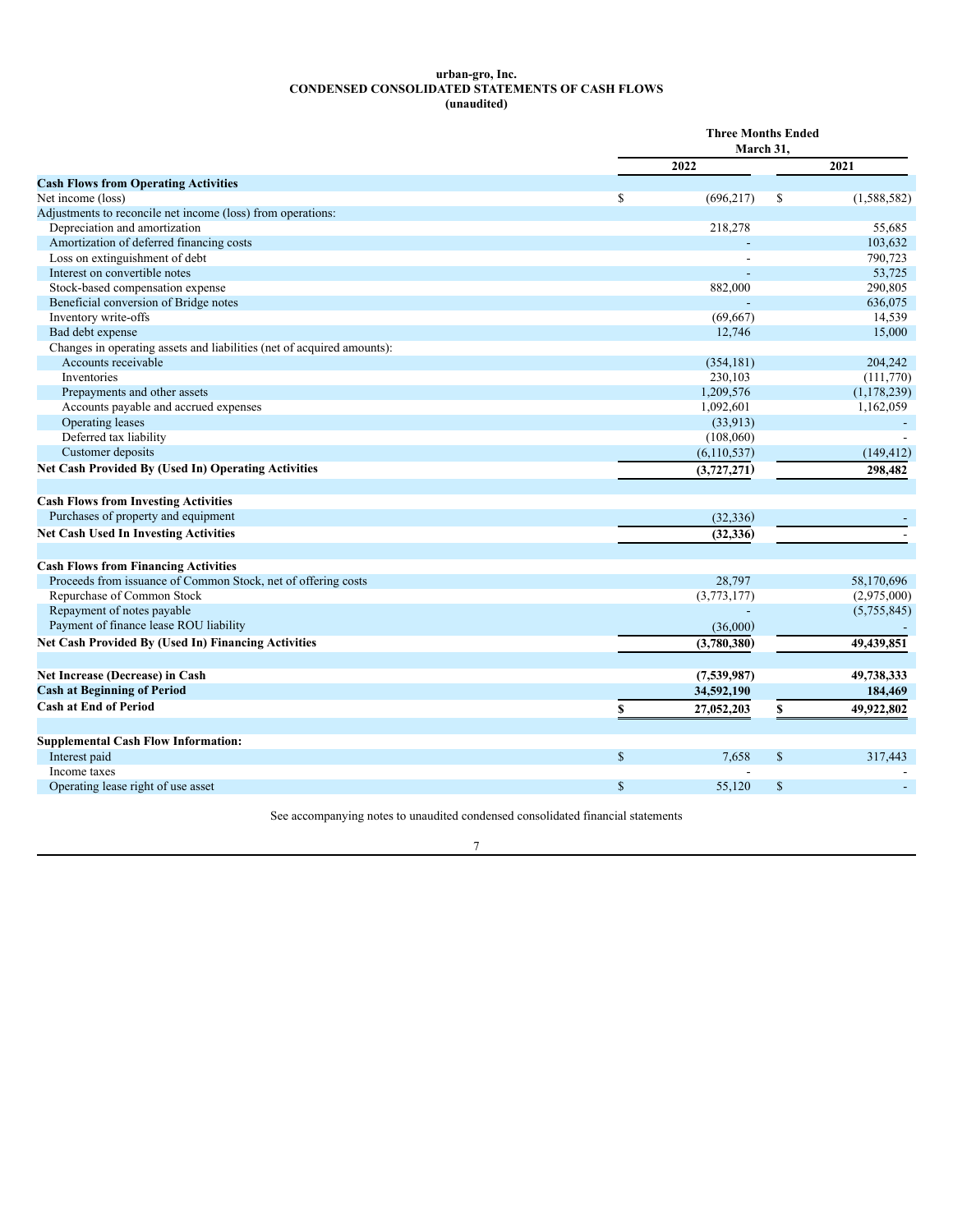**urban-gro, Inc.**
**CONDENSED CONSOLIDATED STATEMENTS OF CASH FLOWS**
**(unaudited)**

| | Three Months Ended March 31, | |
|---|---|---|
| | 2022 | 2021 |
| **Cash Flows from Operating Activities** | | |
| Net income (loss) | $ (696,217) | $ (1,588,582) |
| Adjustments to reconcile net income (loss) from operations: | | |
| Depreciation and amortization | 218,278 | 55,685 |
| Amortization of deferred financing costs | - | 103,632 |
| Loss on extinguishment of debt | - | 790,723 |
| Interest on convertible notes | - | 53,725 |
| Stock-based compensation expense | 882,000 | 290,805 |
| Beneficial conversion of Bridge notes | - | 636,075 |
| Inventory write-offs | (69,667) | 14,539 |
| Bad debt expense | 12,746 | 15,000 |
| Changes in operating assets and liabilities (net of acquired amounts): | | |
| Accounts receivable | (354,181) | 204,242 |
| Inventories | 230,103 | (111,770) |
| Prepayments and other assets | 1,209,576 | (1,178,239) |
| Accounts payable and accrued expenses | 1,092,601 | 1,162,059 |
| Operating leases | (33,913) | - |
| Deferred tax liability | (108,060) | - |
| Customer deposits | (6,110,537) | (149,412) |
| **Net Cash Provided By (Used In) Operating Activities** | **(3,727,271)** | **298,482** |
| | | |
| **Cash Flows from Investing Activities** | | |
| Purchases of property and equipment | (32,336) | - |
| **Net Cash Used In Investing Activities** | **(32,336)** | - |
| | | |
| **Cash Flows from Financing Activities** | | |
| Proceeds from issuance of Common Stock, net of offering costs | 28,797 | 58,170,696 |
| Repurchase of Common Stock | (3,773,177) | (2,975,000) |
| Repayment of notes payable | - | (5,755,845) |
| Payment of finance lease ROU liability | (36,000) | - |
| **Net Cash Provided By (Used In) Financing Activities** | **(3,780,380)** | **49,439,851** |
| | | |
| **Net Increase (Decrease) in Cash** | **(7,539,987)** | **49,738,333** |
| **Cash at Beginning of Period** | **34,592,190** | **184,469** |
| **Cash at End of Period** | **$ 27,052,203** | **$ 49,922,802** |
| | | |
| **Supplemental Cash Flow Information:** | | |
| Interest paid | $ 7,658 | $ 317,443 |
| Income taxes | - | - |
| Operating lease right of use asset | $ 55,120 | $ - |

See accompanying notes to unaudited condensed consolidated financial statements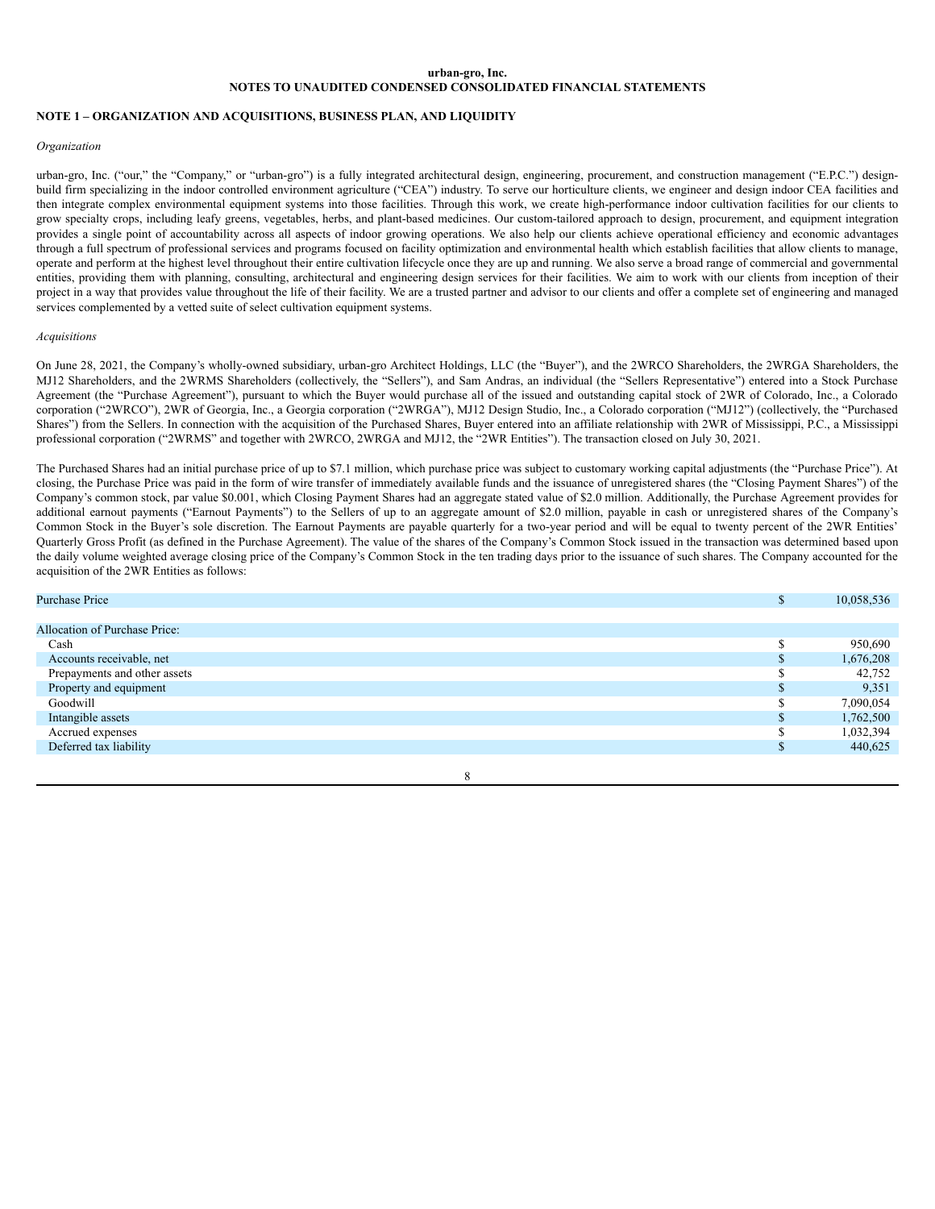urban-gro, Inc.
**NOTES TO UNAUDITED CONDENSED CONSOLIDATED FINANCIAL STATEMENTS**

## NOTE 1 – ORGANIZATION AND ACQUISITIONS, BUSINESS PLAN, AND LIQUIDITY

*Organization*

urban-gro, Inc. ("our," the "Company," or "urban-gro") is a fully integrated architectural design, engineering, procurement, and construction management ("E.P.C.") design-build firm specializing in the indoor controlled environment agriculture ("CEA") industry. To serve our horticulture clients, we engineer and design indoor CEA facilities and then integrate complex environmental equipment systems into those facilities. Through this work, we create high-performance indoor cultivation facilities for our clients to grow specialty crops, including leafy greens, vegetables, herbs, and plant-based medicines. Our custom-tailored approach to design, procurement, and equipment integration provides a single point of accountability across all aspects of indoor growing operations. We also help our clients achieve operational efficiency and economic advantages through a full spectrum of professional services and programs focused on facility optimization and environmental health which establish facilities that allow clients to manage, operate and perform at the highest level throughout their entire cultivation lifecycle once they are up and running. We also serve a broad range of commercial and governmental entities, providing them with planning, consulting, architectural and engineering design services for their facilities. We aim to work with our clients from inception of their project in a way that provides value throughout the life of their facility. We are a trusted partner and advisor to our clients and offer a complete set of engineering and managed services complemented by a vetted suite of select cultivation equipment systems.

*Acquisitions*

On June 28, 2021, the Company's wholly-owned subsidiary, urban-gro Architect Holdings, LLC (the "Buyer"), and the 2WRCO Shareholders, the 2WRGA Shareholders, the MJ12 Shareholders, and the 2WRMS Shareholders (collectively, the "Sellers"), and Sam Andras, an individual (the "Sellers Representative") entered into a Stock Purchase Agreement (the "Purchase Agreement"), pursuant to which the Buyer would purchase all of the issued and outstanding capital stock of 2WR of Colorado, Inc., a Colorado corporation ("2WRCO"), 2WR of Georgia, Inc., a Georgia corporation ("2WRGA"), MJ12 Design Studio, Inc., a Colorado corporation ("MJ12") (collectively, the "Purchased Shares") from the Sellers. In connection with the acquisition of the Purchased Shares, Buyer entered into an affiliate relationship with 2WR of Mississippi, P.C., a Mississippi professional corporation ("2WRMS" and together with 2WRCO, 2WRGA and MJ12, the "2WR Entities"). The transaction closed on July 30, 2021.

The Purchased Shares had an initial purchase price of up to $7.1 million, which purchase price was subject to customary working capital adjustments (the "Purchase Price"). At closing, the Purchase Price was paid in the form of wire transfer of immediately available funds and the issuance of unregistered shares (the "Closing Payment Shares") of the Company's common stock, par value $0.001, which Closing Payment Shares had an aggregate stated value of $2.0 million. Additionally, the Purchase Agreement provides for additional earnout payments ("Earnout Payments") to the Sellers of up to an aggregate amount of $2.0 million, payable in cash or unregistered shares of the Company's Common Stock in the Buyer's sole discretion. The Earnout Payments are payable quarterly for a two-year period and will be equal to twenty percent of the 2WR Entities' Quarterly Gross Profit (as defined in the Purchase Agreement). The value of the shares of the Company's Common Stock issued in the transaction was determined based upon the daily volume weighted average closing price of the Company's Common Stock in the ten trading days prior to the issuance of such shares. The Company accounted for the acquisition of the 2WR Entities as follows:

| | | |
|---|---|---|
| Purchase Price | $ | 10,058,536 |
| | | |
| Allocation of Purchase Price: | | |
| Cash | $ | 950,690 |
| Accounts receivable, net | $ | 1,676,208 |
| Prepayments and other assets | $ | 42,752 |
| Property and equipment | $ | 9,351 |
| Goodwill | $ | 7,090,054 |
| Intangible assets | $ | 1,762,500 |
| Accrued expenses | $ | 1,032,394 |
| Deferred tax liability | $ | 440,625 |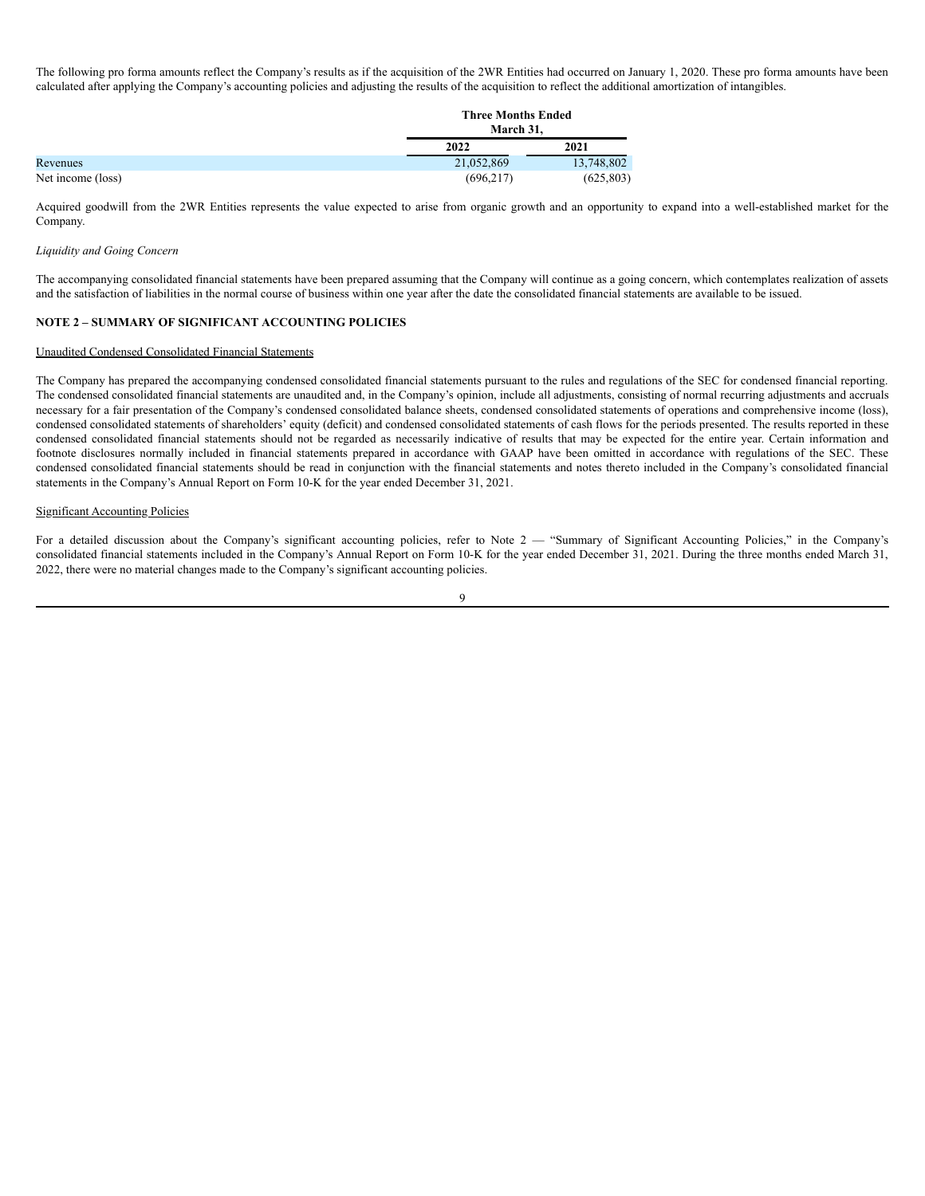The following pro forma amounts reflect the Company's results as if the acquisition of the 2WR Entities had occurred on January 1, 2020. These pro forma amounts have been calculated after applying the Company's accounting policies and adjusting the results of the acquisition to reflect the additional amortization of intangibles.

| | Three Months Ended March 31, | |
|---|---|---|
| | 2022 | 2021 |
| Revenues | 21,052,869 | 13,748,802 |
| Net income (loss) | (696,217) | (625,803) |

Acquired goodwill from the 2WR Entities represents the value expected to arise from organic growth and an opportunity to expand into a well-established market for the Company.

*Liquidity and Going Concern*

The accompanying consolidated financial statements have been prepared assuming that the Company will continue as a going concern, which contemplates realization of assets and the satisfaction of liabilities in the normal course of business within one year after the date the consolidated financial statements are available to be issued.

**NOTE 2 – SUMMARY OF SIGNIFICANT ACCOUNTING POLICIES**

Unaudited Condensed Consolidated Financial Statements

The Company has prepared the accompanying condensed consolidated financial statements pursuant to the rules and regulations of the SEC for condensed financial reporting. The condensed consolidated financial statements are unaudited and, in the Company's opinion, include all adjustments, consisting of normal recurring adjustments and accruals necessary for a fair presentation of the Company's condensed consolidated balance sheets, condensed consolidated statements of operations and comprehensive income (loss), condensed consolidated statements of shareholders' equity (deficit) and condensed consolidated statements of cash flows for the periods presented. The results reported in these condensed consolidated financial statements should not be regarded as necessarily indicative of results that may be expected for the entire year. Certain information and footnote disclosures normally included in financial statements prepared in accordance with GAAP have been omitted in accordance with regulations of the SEC. These condensed consolidated financial statements should be read in conjunction with the financial statements and notes thereto included in the Company's consolidated financial statements in the Company's Annual Report on Form 10-K for the year ended December 31, 2021.

Significant Accounting Policies

For a detailed discussion about the Company's significant accounting policies, refer to Note 2 — "Summary of Significant Accounting Policies," in the Company's consolidated financial statements included in the Company's Annual Report on Form 10-K for the year ended December 31, 2021. During the three months ended March 31, 2022, there were no material changes made to the Company's significant accounting policies.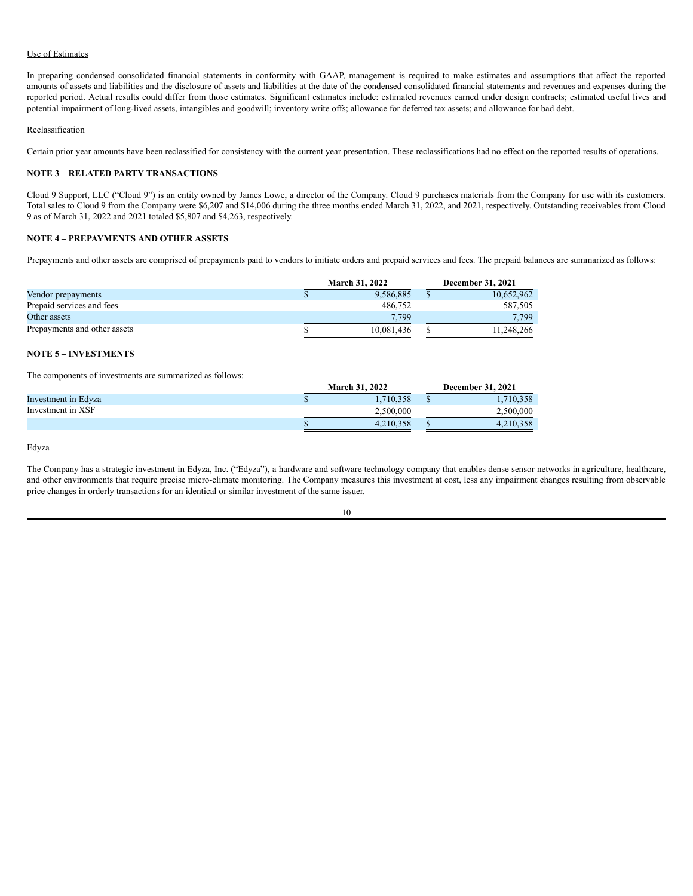Use of Estimates

In preparing condensed consolidated financial statements in conformity with GAAP, management is required to make estimates and assumptions that affect the reported amounts of assets and liabilities and the disclosure of assets and liabilities at the date of the condensed consolidated financial statements and revenues and expenses during the reported period. Actual results could differ from those estimates. Significant estimates include: estimated revenues earned under design contracts; estimated useful lives and potential impairment of long-lived assets, intangibles and goodwill; inventory write offs; allowance for deferred tax assets; and allowance for bad debt.

Reclassification

Certain prior year amounts have been reclassified for consistency with the current year presentation. These reclassifications had no effect on the reported results of operations.

**NOTE 3 – RELATED PARTY TRANSACTIONS**

Cloud 9 Support, LLC ("Cloud 9") is an entity owned by James Lowe, a director of the Company. Cloud 9 purchases materials from the Company for use with its customers. Total sales to Cloud 9 from the Company were $6,207 and $14,006 during the three months ended March 31, 2022, and 2021, respectively. Outstanding receivables from Cloud 9 as of March 31, 2022 and 2021 totaled $5,807 and $4,263, respectively.

**NOTE 4 – PREPAYMENTS AND OTHER ASSETS**

Prepayments and other assets are comprised of prepayments paid to vendors to initiate orders and prepaid services and fees. The prepaid balances are summarized as follows:

| | March 31, 2022 | December 31, 2021 |
|---|---|---|
| Vendor prepayments | $ 9,586,885 | $ 10,652,962 |
| Prepaid services and fees | 486,752 | 587,505 |
| Other assets | 7,799 | 7,799 |
| Prepayments and other assets | $ 10,081,436 | $ 11,248,266 |

**NOTE 5 – INVESTMENTS**

The components of investments are summarized as follows:

| | March 31, 2022 | December 31, 2021 |
|---|---|---|
| Investment in Edyza | $ 1,710,358 | $ 1,710,358 |
| Investment in XSF | 2,500,000 | 2,500,000 |
| | $ 4,210,358 | $ 4,210,358 |

Edyza

The Company has a strategic investment in Edyza, Inc. ("Edyza"), a hardware and software technology company that enables dense sensor networks in agriculture, healthcare, and other environments that require precise micro-climate monitoring. The Company measures this investment at cost, less any impairment changes resulting from observable price changes in orderly transactions for an identical or similar investment of the same issuer.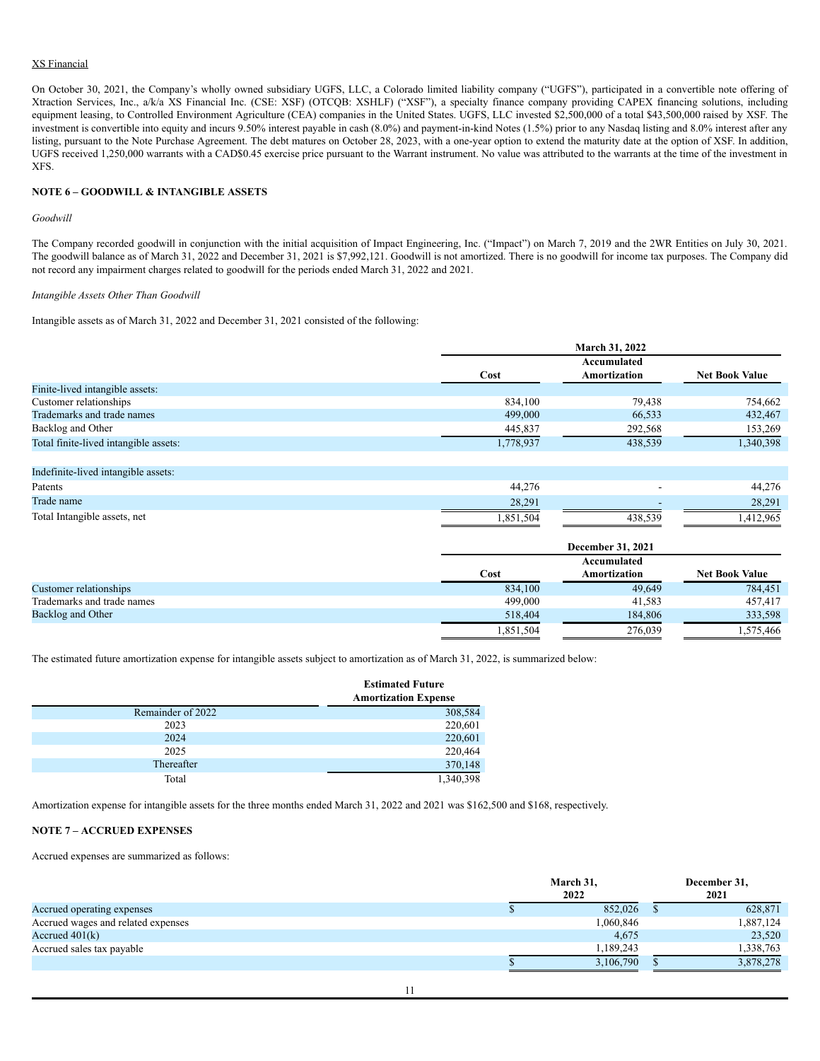XS Financial

On October 30, 2021, the Company's wholly owned subsidiary UGFS, LLC, a Colorado limited liability company ("UGFS"), participated in a convertible note offering of Xtraction Services, Inc., a/k/a XS Financial Inc. (CSE: XSF) (OTCQB: XSHLF) ("XSF"), a specialty finance company providing CAPEX financing solutions, including equipment leasing, to Controlled Environment Agriculture (CEA) companies in the United States. UGFS, LLC invested $2,500,000 of a total $43,500,000 raised by XSF. The investment is convertible into equity and incurs 9.50% interest payable in cash (8.0%) and payment-in-kind Notes (1.5%) prior to any Nasdaq listing and 8.0% interest after any listing, pursuant to the Note Purchase Agreement. The debt matures on October 28, 2023, with a one-year option to extend the maturity date at the option of XSF. In addition, UGFS received 1,250,000 warrants with a CAD$0.45 exercise price pursuant to the Warrant instrument. No value was attributed to the warrants at the time of the investment in XFS.

**NOTE 6 – GOODWILL & INTANGIBLE ASSETS**

*Goodwill*

The Company recorded goodwill in conjunction with the initial acquisition of Impact Engineering, Inc. ("Impact") on March 7, 2019 and the 2WR Entities on July 30, 2021. The goodwill balance as of March 31, 2022 and December 31, 2021 is $7,992,121. Goodwill is not amortized. There is no goodwill for income tax purposes. The Company did not record any impairment charges related to goodwill for the periods ended March 31, 2022 and 2021.

*Intangible Assets Other Than Goodwill*

Intangible assets as of March 31, 2022 and December 31, 2021 consisted of the following:

| | March 31, 2022 | | |
|---|---|---|---|
| | Cost | Accumulated Amortization | Net Book Value |
| Finite-lived intangible assets: | | | |
| Customer relationships | 834,100 | 79,438 | 754,662 |
| Trademarks and trade names | 499,000 | 66,533 | 432,467 |
| Backlog and Other | 445,837 | 292,568 | 153,269 |
| Total finite-lived intangible assets: | 1,778,937 | 438,539 | 1,340,398 |
| | | | |
| Indefinite-lived intangible assets: | | | |
| Patents | 44,276 | - | 44,276 |
| Trade name | 28,291 | - | 28,291 |
| Total Intangible assets, net | 1,851,504 | 438,539 | 1,412,965 |

| | December 31, 2021 | | |
|---|---|---|---|
| | Cost | Accumulated Amortization | Net Book Value |
| Customer relationships | 834,100 | 49,649 | 784,451 |
| Trademarks and trade names | 499,000 | 41,583 | 457,417 |
| Backlog and Other | 518,404 | 184,806 | 333,598 |
| | 1,851,504 | 276,039 | 1,575,466 |

The estimated future amortization expense for intangible assets subject to amortization as of March 31, 2022, is summarized below:

| | Estimated Future Amortization Expense |
|---|---|
| Remainder of 2022 | 308,584 |
| 2023 | 220,601 |
| 2024 | 220,601 |
| 2025 | 220,464 |
| Thereafter | 370,148 |
| Total | 1,340,398 |

Amortization expense for intangible assets for the three months ended March 31, 2022 and 2021 was $162,500 and $168, respectively.

**NOTE 7 – ACCRUED EXPENSES**

Accrued expenses are summarized as follows:

| | March 31, 2022 | December 31, 2021 |
|---|---|---|
| Accrued operating expenses | $ 852,026 | $ 628,871 |
| Accrued wages and related expenses | 1,060,846 | 1,887,124 |
| Accrued 401(k) | 4,675 | 23,520 |
| Accrued sales tax payable | 1,189,243 | 1,338,763 |
| | $ 3,106,790 | $ 3,878,278 |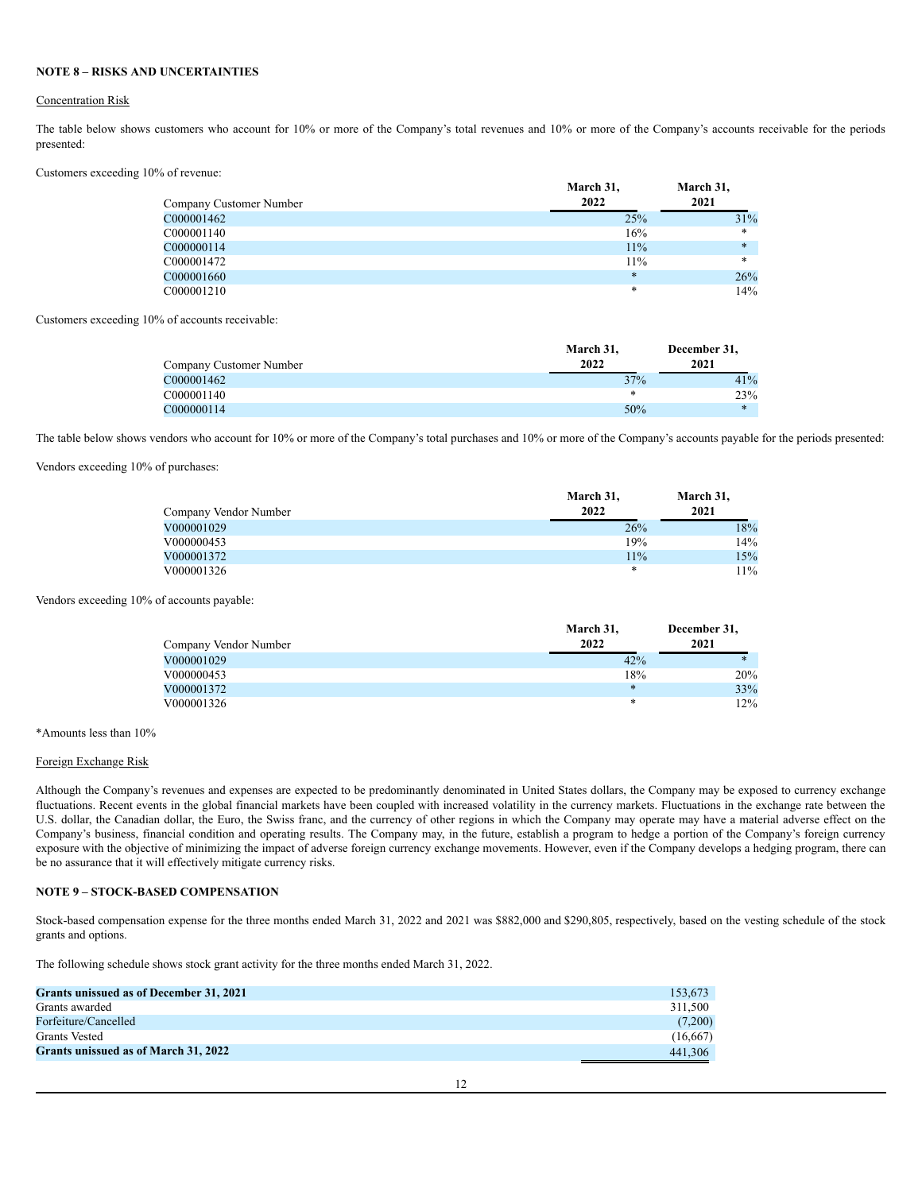**NOTE 8 – RISKS AND UNCERTAINTIES**

Concentration Risk

The table below shows customers who account for 10% or more of the Company's total revenues and 10% or more of the Company's accounts receivable for the periods presented:

Customers exceeding 10% of revenue:

| Company Customer Number | March 31, 2022 | March 31, 2021 |
|---|---|---|
| C000001462 | 25% | 31% |
| C000001140 | 16% | * |
| C000000114 | 11% | * |
| C000001472 | 11% | * |
| C000001660 | * | 26% |
| C000001210 | * | 14% |

Customers exceeding 10% of accounts receivable:

| Company Customer Number | March 31, 2022 | December 31, 2021 |
|---|---|---|
| C000001462 | 37% | 41% |
| C000001140 | * | 23% |
| C000000114 | 50% | * |

The table below shows vendors who account for 10% or more of the Company's total purchases and 10% or more of the Company's accounts payable for the periods presented:

Vendors exceeding 10% of purchases:

| Company Vendor Number | March 31, 2022 | March 31, 2021 |
|---|---|---|
| V000001029 | 26% | 18% |
| V000000453 | 19% | 14% |
| V000001372 | 11% | 15% |
| V000001326 | * | 11% |

Vendors exceeding 10% of accounts payable:

| Company Vendor Number | March 31, 2022 | December 31, 2021 |
|---|---|---|
| V000001029 | 42% | * |
| V000000453 | 18% | 20% |
| V000001372 | * | 33% |
| V000001326 | * | 12% |

*Amounts less than 10%

Foreign Exchange Risk

Although the Company's revenues and expenses are expected to be predominantly denominated in United States dollars, the Company may be exposed to currency exchange fluctuations. Recent events in the global financial markets have been coupled with increased volatility in the currency markets. Fluctuations in the exchange rate between the U.S. dollar, the Canadian dollar, the Euro, the Swiss franc, and the currency of other regions in which the Company may operate may have a material adverse effect on the Company's business, financial condition and operating results. The Company may, in the future, establish a program to hedge a portion of the Company's foreign currency exposure with the objective of minimizing the impact of adverse foreign currency exchange movements. However, even if the Company develops a hedging program, there can be no assurance that it will effectively mitigate currency risks.

**NOTE 9 – STOCK-BASED COMPENSATION**

Stock-based compensation expense for the three months ended March 31, 2022 and 2021 was $882,000 and $290,805, respectively, based on the vesting schedule of the stock grants and options.

The following schedule shows stock grant activity for the three months ended March 31, 2022.

| | |
|---|---|
| **Grants unissued as of December 31, 2021** | 153,673 |
| Grants awarded | 311,500 |
| Forfeiture/Cancelled | (7,200) |
| Grants Vested | (16,667) |
| **Grants unissued as of March 31, 2022** | 441,306 |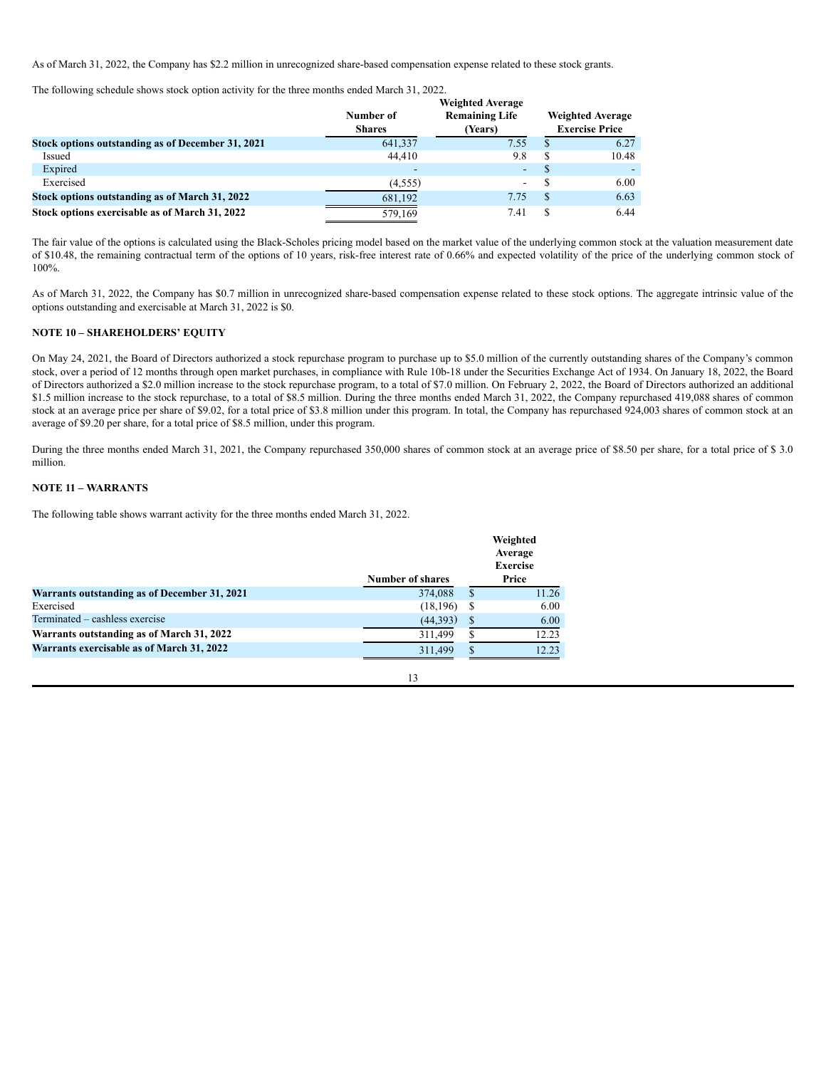As of March 31, 2022, the Company has $2.2 million in unrecognized share-based compensation expense related to these stock grants.

The following schedule shows stock option activity for the three months ended March 31, 2022.

| | Number of Shares | Weighted Average Remaining Life (Years) | Weighted Average Exercise Price |
|---|---|---|---|
| **Stock options outstanding as of December 31, 2021** | 641,337 | 7.55 | $ 6.27 |
| Issued | 44,410 | 9.8 | $ 10.48 |
| Expired | - | - | $ - |
| Exercised | (4,555) | - | $ 6.00 |
| **Stock options outstanding as of March 31, 2022** | 681,192 | 7.75 | $ 6.63 |
| **Stock options exercisable as of March 31, 2022** | 579,169 | 7.41 | $ 6.44 |

The fair value of the options is calculated using the Black-Scholes pricing model based on the market value of the underlying common stock at the valuation measurement date of $10.48, the remaining contractual term of the options of 10 years, risk-free interest rate of 0.66% and expected volatility of the price of the underlying common stock of 100%.

As of March 31, 2022, the Company has $0.7 million in unrecognized share-based compensation expense related to these stock options. The aggregate intrinsic value of the options outstanding and exercisable at March 31, 2022 is $0.

## NOTE 10 – SHAREHOLDERS' EQUITY

On May 24, 2021, the Board of Directors authorized a stock repurchase program to purchase up to $5.0 million of the currently outstanding shares of the Company's common stock, over a period of 12 months through open market purchases, in compliance with Rule 10b-18 under the Securities Exchange Act of 1934. On January 18, 2022, the Board of Directors authorized a $2.0 million increase to the stock repurchase program, to a total of $7.0 million. On February 2, 2022, the Board of Directors authorized an additional $1.5 million increase to the stock repurchase, to a total of $8.5 million. During the three months ended March 31, 2022, the Company repurchased 419,088 shares of common stock at an average price per share of $9.02, for a total price of $3.8 million under this program. In total, the Company has repurchased 924,003 shares of common stock at an average of $9.20 per share, for a total price of $8.5 million, under this program.

During the three months ended March 31, 2021, the Company repurchased 350,000 shares of common stock at an average price of $8.50 per share, for a total price of $ 3.0 million.

## NOTE 11 – WARRANTS

The following table shows warrant activity for the three months ended March 31, 2022.

| | Number of shares | Weighted Average Exercise Price |
|---|---|---|
| **Warrants outstanding as of December 31, 2021** | 374,088 | $ 11.26 |
| Exercised | (18,196) | $ 6.00 |
| Terminated – cashless exercise | (44,393) | $ 6.00 |
| **Warrants outstanding as of March 31, 2022** | 311,499 | $ 12.23 |
| **Warrants exercisable as of March 31, 2022** | 311,499 | $ 12.23 |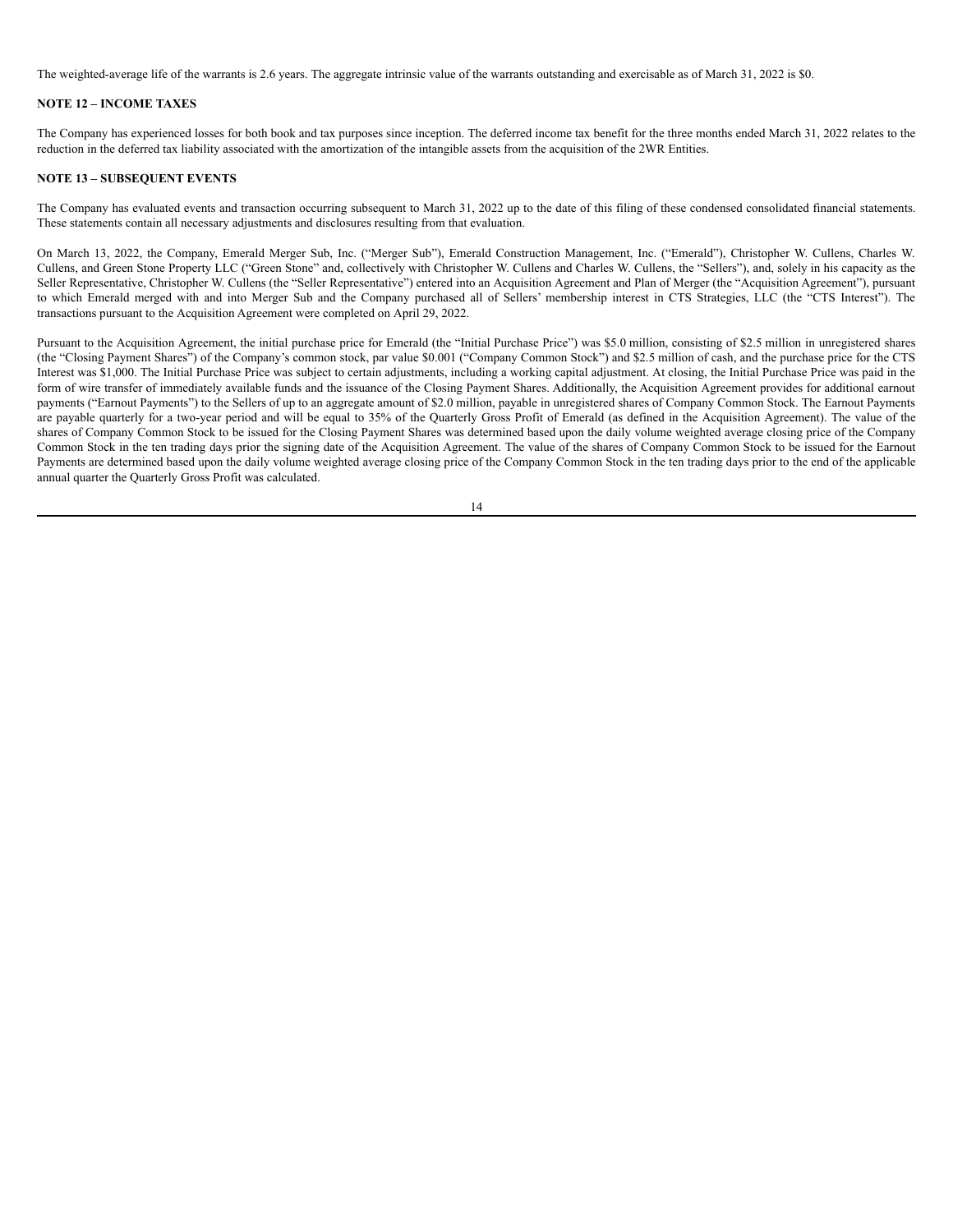The weighted-average life of the warrants is 2.6 years. The aggregate intrinsic value of the warrants outstanding and exercisable as of March 31, 2022 is $0.

**NOTE 12 – INCOME TAXES**

The Company has experienced losses for both book and tax purposes since inception. The deferred income tax benefit for the three months ended March 31, 2022 relates to the reduction in the deferred tax liability associated with the amortization of the intangible assets from the acquisition of the 2WR Entities.

**NOTE 13 – SUBSEQUENT EVENTS**

The Company has evaluated events and transaction occurring subsequent to March 31, 2022 up to the date of this filing of these condensed consolidated financial statements. These statements contain all necessary adjustments and disclosures resulting from that evaluation.

On March 13, 2022, the Company, Emerald Merger Sub, Inc. ("Merger Sub"), Emerald Construction Management, Inc. ("Emerald"), Christopher W. Cullens, Charles W. Cullens, and Green Stone Property LLC ("Green Stone" and, collectively with Christopher W. Cullens and Charles W. Cullens, the "Sellers"), and, solely in his capacity as the Seller Representative, Christopher W. Cullens (the "Seller Representative") entered into an Acquisition Agreement and Plan of Merger (the "Acquisition Agreement"), pursuant to which Emerald merged with and into Merger Sub and the Company purchased all of Sellers' membership interest in CTS Strategies, LLC (the "CTS Interest"). The transactions pursuant to the Acquisition Agreement were completed on April 29, 2022.

Pursuant to the Acquisition Agreement, the initial purchase price for Emerald (the "Initial Purchase Price") was $5.0 million, consisting of $2.5 million in unregistered shares (the "Closing Payment Shares") of the Company's common stock, par value $0.001 ("Company Common Stock") and $2.5 million of cash, and the purchase price for the CTS Interest was $1,000. The Initial Purchase Price was subject to certain adjustments, including a working capital adjustment. At closing, the Initial Purchase Price was paid in the form of wire transfer of immediately available funds and the issuance of the Closing Payment Shares. Additionally, the Acquisition Agreement provides for additional earnout payments ("Earnout Payments") to the Sellers of up to an aggregate amount of $2.0 million, payable in unregistered shares of Company Common Stock. The Earnout Payments are payable quarterly for a two-year period and will be equal to 35% of the Quarterly Gross Profit of Emerald (as defined in the Acquisition Agreement). The value of the shares of Company Common Stock to be issued for the Closing Payment Shares was determined based upon the daily volume weighted average closing price of the Company Common Stock in the ten trading days prior the signing date of the Acquisition Agreement. The value of the shares of Company Common Stock to be issued for the Earnout Payments are determined based upon the daily volume weighted average closing price of the Company Common Stock in the ten trading days prior to the end of the applicable annual quarter the Quarterly Gross Profit was calculated.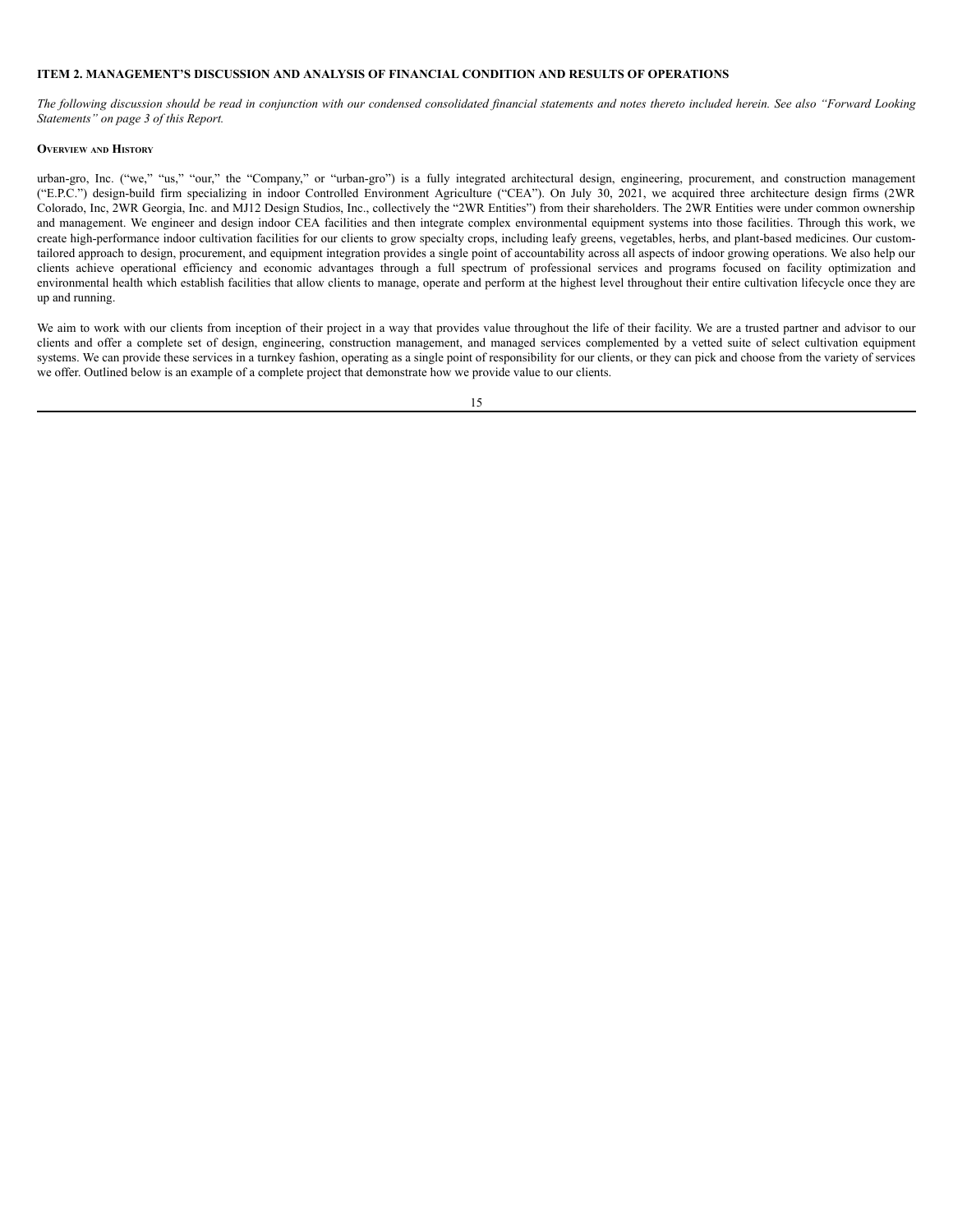# ITEM 2. MANAGEMENT'S DISCUSSION AND ANALYSIS OF FINANCIAL CONDITION AND RESULTS OF OPERATIONS

*The following discussion should be read in conjunction with our condensed consolidated financial statements and notes thereto included herein. See also "Forward Looking Statements" on page 3 of this Report.*

## Overview and History

urban-gro, Inc. ("we," "us," "our," the "Company," or "urban-gro") is a fully integrated architectural design, engineering, procurement, and construction management ("E.P.C.") design-build firm specializing in indoor Controlled Environment Agriculture ("CEA"). On July 30, 2021, we acquired three architecture design firms (2WR Colorado, Inc, 2WR Georgia, Inc. and MJ12 Design Studios, Inc., collectively the "2WR Entities") from their shareholders. The 2WR Entities were under common ownership and management. We engineer and design indoor CEA facilities and then integrate complex environmental equipment systems into those facilities. Through this work, we create high-performance indoor cultivation facilities for our clients to grow specialty crops, including leafy greens, vegetables, herbs, and plant-based medicines. Our custom-tailored approach to design, procurement, and equipment integration provides a single point of accountability across all aspects of indoor growing operations. We also help our clients achieve operational efficiency and economic advantages through a full spectrum of professional services and programs focused on facility optimization and environmental health which establish facilities that allow clients to manage, operate and perform at the highest level throughout their entire cultivation lifecycle once they are up and running.

We aim to work with our clients from inception of their project in a way that provides value throughout the life of their facility. We are a trusted partner and advisor to our clients and offer a complete set of design, engineering, construction management, and managed services complemented by a vetted suite of select cultivation equipment systems. We can provide these services in a turnkey fashion, operating as a single point of responsibility for our clients, or they can pick and choose from the variety of services we offer. Outlined below is an example of a complete project that demonstrate how we provide value to our clients.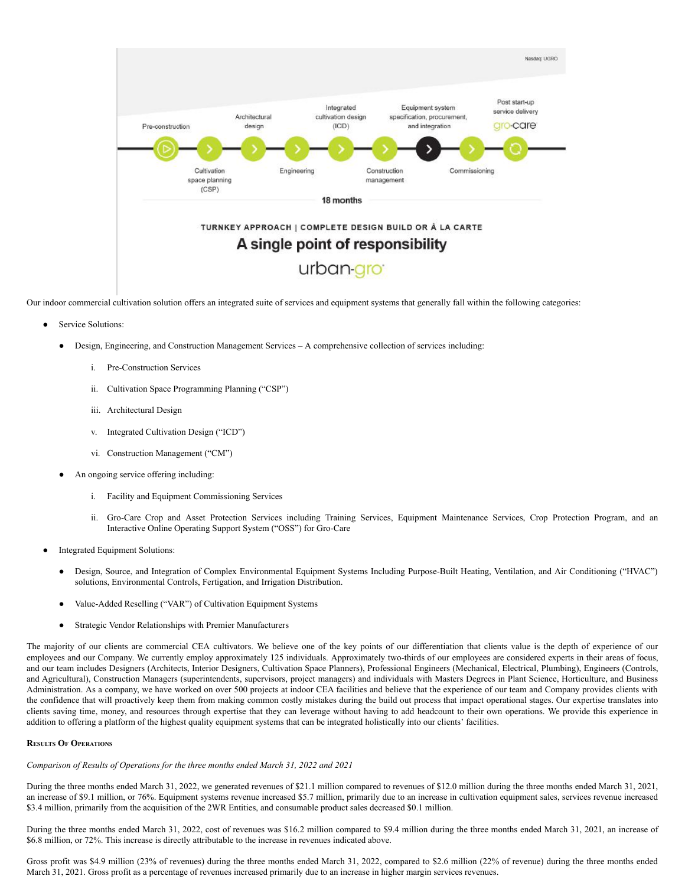Nasdaq: UGRO

Pre-construction

Cultivation space planning (CSP)

Architectural design

Engineering

Integrated cultivation design (ICD)

Construction management

Equipment system specification, procurement, and integration

Commissioning

Post start-up service delivery

gro-care

18 months

TURNKEY APPROACH | COMPLETE DESIGN BUILD OR À LA CARTE

A single point of responsibility

urban-gro

Our indoor commercial cultivation solution offers an integrated suite of services and equipment systems that generally fall within the following categories:

- Service Solutions:
  - Design, Engineering, and Construction Management Services – A comprehensive collection of services including:
    - i. Pre-Construction Services
    - ii. Cultivation Space Programming Planning ("CSP")
    - iii. Architectural Design
    - v. Integrated Cultivation Design ("ICD")
    - vi. Construction Management ("CM")
  - An ongoing service offering including:
    - i. Facility and Equipment Commissioning Services
    - ii. Gro-Care Crop and Asset Protection Services including Training Services, Equipment Maintenance Services, Crop Protection Program, and an Interactive Online Operating Support System ("OSS") for Gro-Care
- Integrated Equipment Solutions:
  - Design, Source, and Integration of Complex Environmental Equipment Systems Including Purpose-Built Heating, Ventilation, and Air Conditioning ("HVAC") solutions, Environmental Controls, Fertigation, and Irrigation Distribution.
  - Value-Added Reselling ("VAR") of Cultivation Equipment Systems
  - Strategic Vendor Relationships with Premier Manufacturers

The majority of our clients are commercial CEA cultivators. We believe one of the key points of our differentiation that clients value is the depth of experience of our employees and our Company. We currently employ approximately 125 individuals. Approximately two-thirds of our employees are considered experts in their areas of focus, and our team includes Designers (Architects, Interior Designers, Cultivation Space Planners), Professional Engineers (Mechanical, Electrical, Plumbing), Engineers (Controls, and Agricultural), Construction Managers (superintendents, supervisors, project managers) and individuals with Masters Degrees in Plant Science, Horticulture, and Business Administration. As a company, we have worked on over 500 projects at indoor CEA facilities and believe that the experience of our team and Company provides clients with the confidence that will proactively keep them from making common costly mistakes during the build out process that impact operational stages. Our expertise translates into clients saving time, money, and resources through expertise that they can leverage without having to add headcount to their own operations. We provide this experience in addition to offering a platform of the highest quality equipment systems that can be integrated holistically into our clients' facilities.

**Results Of Operations**

*Comparison of Results of Operations for the three months ended March 31, 2022 and 2021*

During the three months ended March 31, 2022, we generated revenues of $21.1 million compared to revenues of $12.0 million during the three months ended March 31, 2021, an increase of $9.1 million, or 76%. Equipment systems revenue increased $5.7 million, primarily due to an increase in cultivation equipment sales, services revenue increased $3.4 million, primarily from the acquisition of the 2WR Entities, and consumable product sales decreased $0.1 million.

During the three months ended March 31, 2022, cost of revenues was $16.2 million compared to $9.4 million during the three months ended March 31, 2021, an increase of $6.8 million, or 72%. This increase is directly attributable to the increase in revenues indicated above.

Gross profit was $4.9 million (23% of revenues) during the three months ended March 31, 2022, compared to $2.6 million (22% of revenue) during the three months ended March 31, 2021. Gross profit as a percentage of revenues increased primarily due to an increase in higher margin services revenues.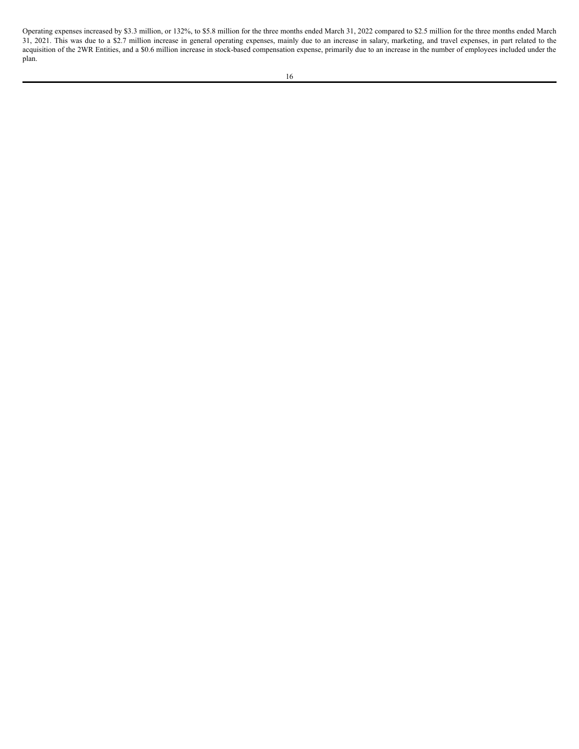Operating expenses increased by $3.3 million, or 132%, to $5.8 million for the three months ended March 31, 2022 compared to $2.5 million for the three months ended March 31, 2021. This was due to a $2.7 million increase in general operating expenses, mainly due to an increase in salary, marketing, and travel expenses, in part related to the acquisition of the 2WR Entities, and a $0.6 million increase in stock-based compensation expense, primarily due to an increase in the number of employees included under the plan.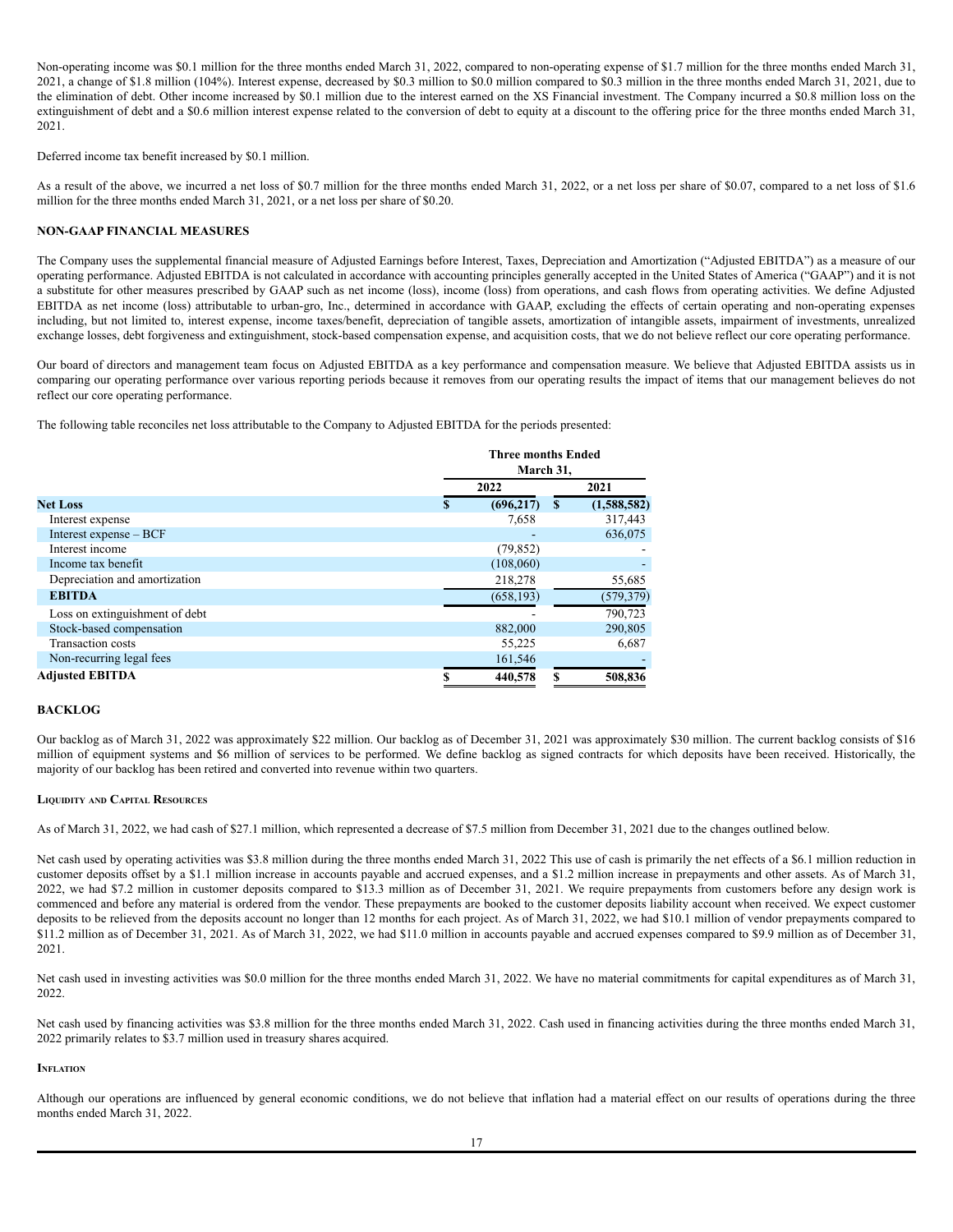Non-operating income was $0.1 million for the three months ended March 31, 2022, compared to non-operating expense of $1.7 million for the three months ended March 31, 2021, a change of $1.8 million (104%). Interest expense, decreased by $0.3 million to $0.0 million compared to $0.3 million in the three months ended March 31, 2021, due to the elimination of debt. Other income increased by $0.1 million due to the interest earned on the XS Financial investment. The Company incurred a $0.8 million loss on the extinguishment of debt and a $0.6 million interest expense related to the conversion of debt to equity at a discount to the offering price for the three months ended March 31, 2021.

Deferred income tax benefit increased by $0.1 million.

As a result of the above, we incurred a net loss of $0.7 million for the three months ended March 31, 2022, or a net loss per share of $0.07, compared to a net loss of $1.6 million for the three months ended March 31, 2021, or a net loss per share of $0.20.

**NON-GAAP FINANCIAL MEASURES**

The Company uses the supplemental financial measure of Adjusted Earnings before Interest, Taxes, Depreciation and Amortization ("Adjusted EBITDA") as a measure of our operating performance. Adjusted EBITDA is not calculated in accordance with accounting principles generally accepted in the United States of America ("GAAP") and it is not a substitute for other measures prescribed by GAAP such as net income (loss), income (loss) from operations, and cash flows from operating activities. We define Adjusted EBITDA as net income (loss) attributable to urban-gro, Inc., determined in accordance with GAAP, excluding the effects of certain operating and non-operating expenses including, but not limited to, interest expense, income taxes/benefit, depreciation of tangible assets, amortization of intangible assets, impairment of investments, unrealized exchange losses, debt forgiveness and extinguishment, stock-based compensation expense, and acquisition costs, that we do not believe reflect our core operating performance.

Our board of directors and management team focus on Adjusted EBITDA as a key performance and compensation measure. We believe that Adjusted EBITDA assists us in comparing our operating performance over various reporting periods because it removes from our operating results the impact of items that our management believes do not reflect our core operating performance.

The following table reconciles net loss attributable to the Company to Adjusted EBITDA for the periods presented:

| | Three months Ended March 31, | |
|---|---|---|
| | 2022 | 2021 |
| **Net Loss** | **$ (696,217)** | **$ (1,588,582)** |
| Interest expense | 7,658 | 317,443 |
| Interest expense – BCF | - | 636,075 |
| Interest income | (79,852) | - |
| Income tax benefit | (108,060) | - |
| Depreciation and amortization | 218,278 | 55,685 |
| **EBITDA** | (658,193) | (579,379) |
| Loss on extinguishment of debt | - | 790,723 |
| Stock-based compensation | 882,000 | 290,805 |
| Transaction costs | 55,225 | 6,687 |
| Non-recurring legal fees | 161,546 | - |
| **Adjusted EBITDA** | **$ 440,578** | **$ 508,836** |

**BACKLOG**

Our backlog as of March 31, 2022 was approximately $22 million. Our backlog as of December 31, 2021 was approximately $30 million. The current backlog consists of $16 million of equipment systems and $6 million of services to be performed. We define backlog as signed contracts for which deposits have been received. Historically, the majority of our backlog has been retired and converted into revenue within two quarters.

**Liquidity and Capital Resources**

As of March 31, 2022, we had cash of $27.1 million, which represented a decrease of $7.5 million from December 31, 2021 due to the changes outlined below.

Net cash used by operating activities was $3.8 million during the three months ended March 31, 2022 This use of cash is primarily the net effects of a $6.1 million reduction in customer deposits offset by a $1.1 million increase in accounts payable and accrued expenses, and a $1.2 million increase in prepayments and other assets. As of March 31, 2022, we had $7.2 million in customer deposits compared to $13.3 million as of December 31, 2021. We require prepayments from customers before any design work is commenced and before any material is ordered from the vendor. These prepayments are booked to the customer deposits liability account when received. We expect customer deposits to be relieved from the deposits account no longer than 12 months for each project. As of March 31, 2022, we had $10.1 million of vendor prepayments compared to $11.2 million as of December 31, 2021. As of March 31, 2022, we had $11.0 million in accounts payable and accrued expenses compared to $9.9 million as of December 31, 2021.

Net cash used in investing activities was $0.0 million for the three months ended March 31, 2022. We have no material commitments for capital expenditures as of March 31, 2022.

Net cash used by financing activities was $3.8 million for the three months ended March 31, 2022. Cash used in financing activities during the three months ended March 31, 2022 primarily relates to $3.7 million used in treasury shares acquired.

**Inflation**

Although our operations are influenced by general economic conditions, we do not believe that inflation had a material effect on our results of operations during the three months ended March 31, 2022.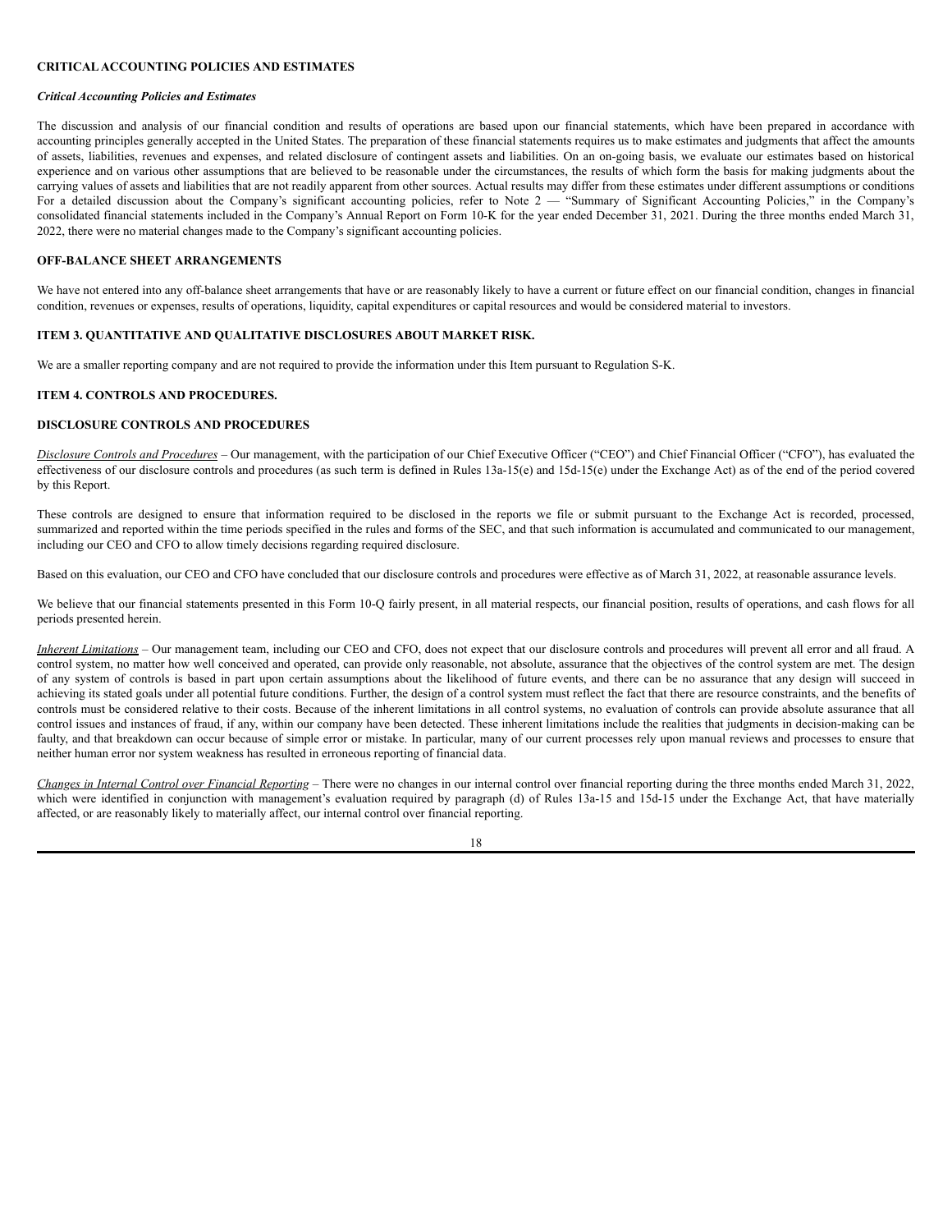**CRITICAL ACCOUNTING POLICIES AND ESTIMATES**

***Critical Accounting Policies and Estimates***

The discussion and analysis of our financial condition and results of operations are based upon our financial statements, which have been prepared in accordance with accounting principles generally accepted in the United States. The preparation of these financial statements requires us to make estimates and judgments that affect the amounts of assets, liabilities, revenues and expenses, and related disclosure of contingent assets and liabilities. On an on-going basis, we evaluate our estimates based on historical experience and on various other assumptions that are believed to be reasonable under the circumstances, the results of which form the basis for making judgments about the carrying values of assets and liabilities that are not readily apparent from other sources. Actual results may differ from these estimates under different assumptions or conditions For a detailed discussion about the Company's significant accounting policies, refer to Note 2 — "Summary of Significant Accounting Policies," in the Company's consolidated financial statements included in the Company's Annual Report on Form 10-K for the year ended December 31, 2021. During the three months ended March 31, 2022, there were no material changes made to the Company's significant accounting policies.

**OFF-BALANCE SHEET ARRANGEMENTS**

We have not entered into any off-balance sheet arrangements that have or are reasonably likely to have a current or future effect on our financial condition, changes in financial condition, revenues or expenses, results of operations, liquidity, capital expenditures or capital resources and would be considered material to investors.

**ITEM 3. QUANTITATIVE AND QUALITATIVE DISCLOSURES ABOUT MARKET RISK.**

We are a smaller reporting company and are not required to provide the information under this Item pursuant to Regulation S-K.

**ITEM 4. CONTROLS AND PROCEDURES.**

**DISCLOSURE CONTROLS AND PROCEDURES**

Disclosure Controls and Procedures – Our management, with the participation of our Chief Executive Officer ("CEO") and Chief Financial Officer ("CFO"), has evaluated the effectiveness of our disclosure controls and procedures (as such term is defined in Rules 13a-15(e) and 15d-15(e) under the Exchange Act) as of the end of the period covered by this Report.

These controls are designed to ensure that information required to be disclosed in the reports we file or submit pursuant to the Exchange Act is recorded, processed, summarized and reported within the time periods specified in the rules and forms of the SEC, and that such information is accumulated and communicated to our management, including our CEO and CFO to allow timely decisions regarding required disclosure.

Based on this evaluation, our CEO and CFO have concluded that our disclosure controls and procedures were effective as of March 31, 2022, at reasonable assurance levels.

We believe that our financial statements presented in this Form 10-Q fairly present, in all material respects, our financial position, results of operations, and cash flows for all periods presented herein.

Inherent Limitations – Our management team, including our CEO and CFO, does not expect that our disclosure controls and procedures will prevent all error and all fraud. A control system, no matter how well conceived and operated, can provide only reasonable, not absolute, assurance that the objectives of the control system are met. The design of any system of controls is based in part upon certain assumptions about the likelihood of future events, and there can be no assurance that any design will succeed in achieving its stated goals under all potential future conditions. Further, the design of a control system must reflect the fact that there are resource constraints, and the benefits of controls must be considered relative to their costs. Because of the inherent limitations in all control systems, no evaluation of controls can provide absolute assurance that all control issues and instances of fraud, if any, within our company have been detected. These inherent limitations include the realities that judgments in decision-making can be faulty, and that breakdown can occur because of simple error or mistake. In particular, many of our current processes rely upon manual reviews and processes to ensure that neither human error nor system weakness has resulted in erroneous reporting of financial data.

Changes in Internal Control over Financial Reporting – There were no changes in our internal control over financial reporting during the three months ended March 31, 2022, which were identified in conjunction with management's evaluation required by paragraph (d) of Rules 13a-15 and 15d-15 under the Exchange Act, that have materially affected, or are reasonably likely to materially affect, our internal control over financial reporting.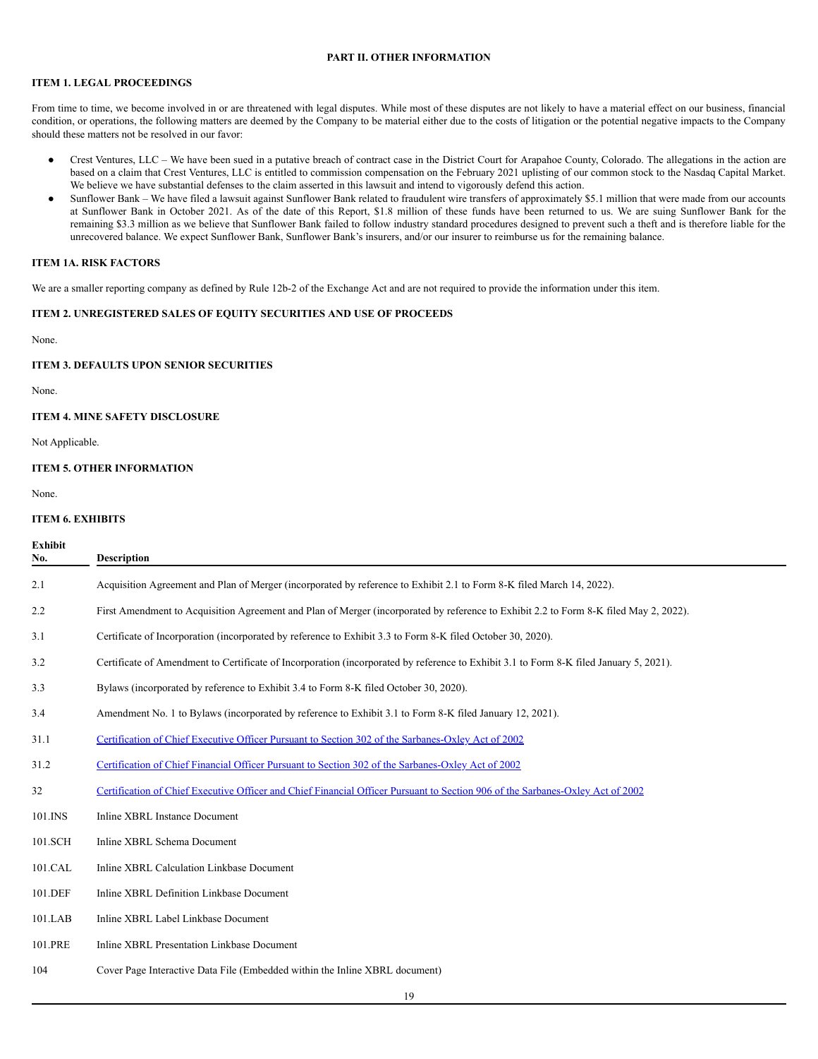# PART II. OTHER INFORMATION

## ITEM 1. LEGAL PROCEEDINGS

From time to time, we become involved in or are threatened with legal disputes. While most of these disputes are not likely to have a material effect on our business, financial condition, or operations, the following matters are deemed by the Company to be material either due to the costs of litigation or the potential negative impacts to the Company should these matters not be resolved in our favor:

- Crest Ventures, LLC – We have been sued in a putative breach of contract case in the District Court for Arapahoe County, Colorado. The allegations in the action are based on a claim that Crest Ventures, LLC is entitled to commission compensation on the February 2021 uplisting of our common stock to the Nasdaq Capital Market. We believe we have substantial defenses to the claim asserted in this lawsuit and intend to vigorously defend this action.
- Sunflower Bank – We have filed a lawsuit against Sunflower Bank related to fraudulent wire transfers of approximately $5.1 million that were made from our accounts at Sunflower Bank in October 2021. As of the date of this Report, $1.8 million of these funds have been returned to us. We are suing Sunflower Bank for the remaining $3.3 million as we believe that Sunflower Bank failed to follow industry standard procedures designed to prevent such a theft and is therefore liable for the unrecovered balance. We expect Sunflower Bank, Sunflower Bank's insurers, and/or our insurer to reimburse us for the remaining balance.

## ITEM 1A. RISK FACTORS

We are a smaller reporting company as defined by Rule 12b-2 of the Exchange Act and are not required to provide the information under this item.

## ITEM 2. UNREGISTERED SALES OF EQUITY SECURITIES AND USE OF PROCEEDS

None.

## ITEM 3. DEFAULTS UPON SENIOR SECURITIES

None.

## ITEM 4. MINE SAFETY DISCLOSURE

Not Applicable.

## ITEM 5. OTHER INFORMATION

None.

## ITEM 6. EXHIBITS

| Exhibit No. | Description |
|---|---|
| 2.1 | Acquisition Agreement and Plan of Merger (incorporated by reference to Exhibit 2.1 to Form 8-K filed March 14, 2022). |
| 2.2 | First Amendment to Acquisition Agreement and Plan of Merger (incorporated by reference to Exhibit 2.2 to Form 8-K filed May 2, 2022). |
| 3.1 | Certificate of Incorporation (incorporated by reference to Exhibit 3.3 to Form 8-K filed October 30, 2020). |
| 3.2 | Certificate of Amendment to Certificate of Incorporation (incorporated by reference to Exhibit 3.1 to Form 8-K filed January 5, 2021). |
| 3.3 | Bylaws (incorporated by reference to Exhibit 3.4 to Form 8-K filed October 30, 2020). |
| 3.4 | Amendment No. 1 to Bylaws (incorporated by reference to Exhibit 3.1 to Form 8-K filed January 12, 2021). |
| 31.1 | Certification of Chief Executive Officer Pursuant to Section 302 of the Sarbanes-Oxley Act of 2002 |
| 31.2 | Certification of Chief Financial Officer Pursuant to Section 302 of the Sarbanes-Oxley Act of 2002 |
| 32 | Certification of Chief Executive Officer and Chief Financial Officer Pursuant to Section 906 of the Sarbanes-Oxley Act of 2002 |
| 101.INS | Inline XBRL Instance Document |
| 101.SCH | Inline XBRL Schema Document |
| 101.CAL | Inline XBRL Calculation Linkbase Document |
| 101.DEF | Inline XBRL Definition Linkbase Document |
| 101.LAB | Inline XBRL Label Linkbase Document |
| 101.PRE | Inline XBRL Presentation Linkbase Document |
| 104 | Cover Page Interactive Data File (Embedded within the Inline XBRL document) |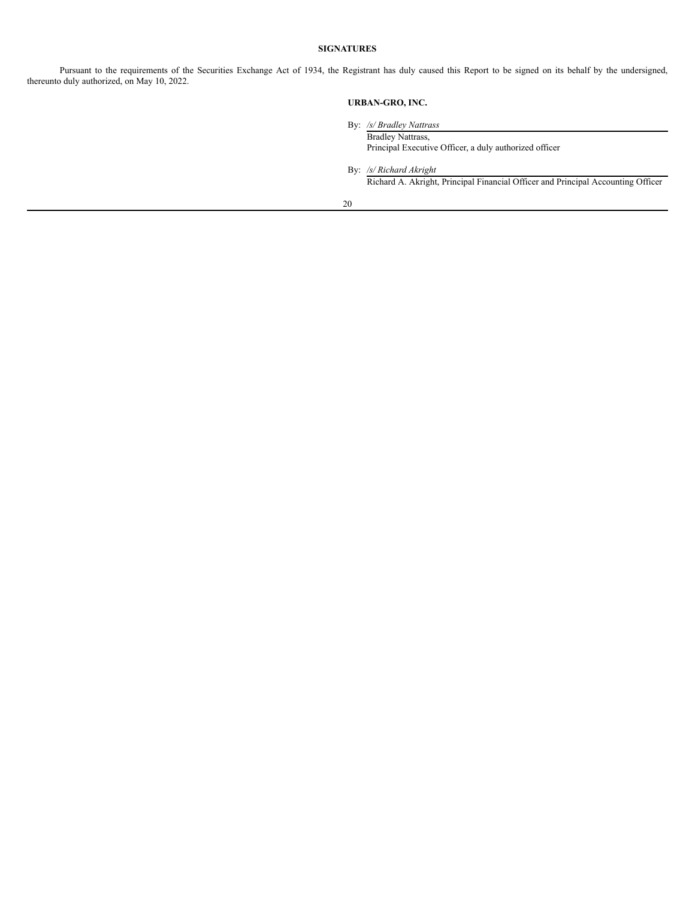**SIGNATURES**

Pursuant to the requirements of the Securities Exchange Act of 1934, the Registrant has duly caused this Report to be signed on its behalf by the undersigned, thereunto duly authorized, on May 10, 2022.

**URBAN-GRO, INC.**

By: */s/ Bradley Nattrass*
Bradley Nattrass,
Principal Executive Officer, a duly authorized officer

By: */s/ Richard Akright*
Richard A. Akright, Principal Financial Officer and Principal Accounting Officer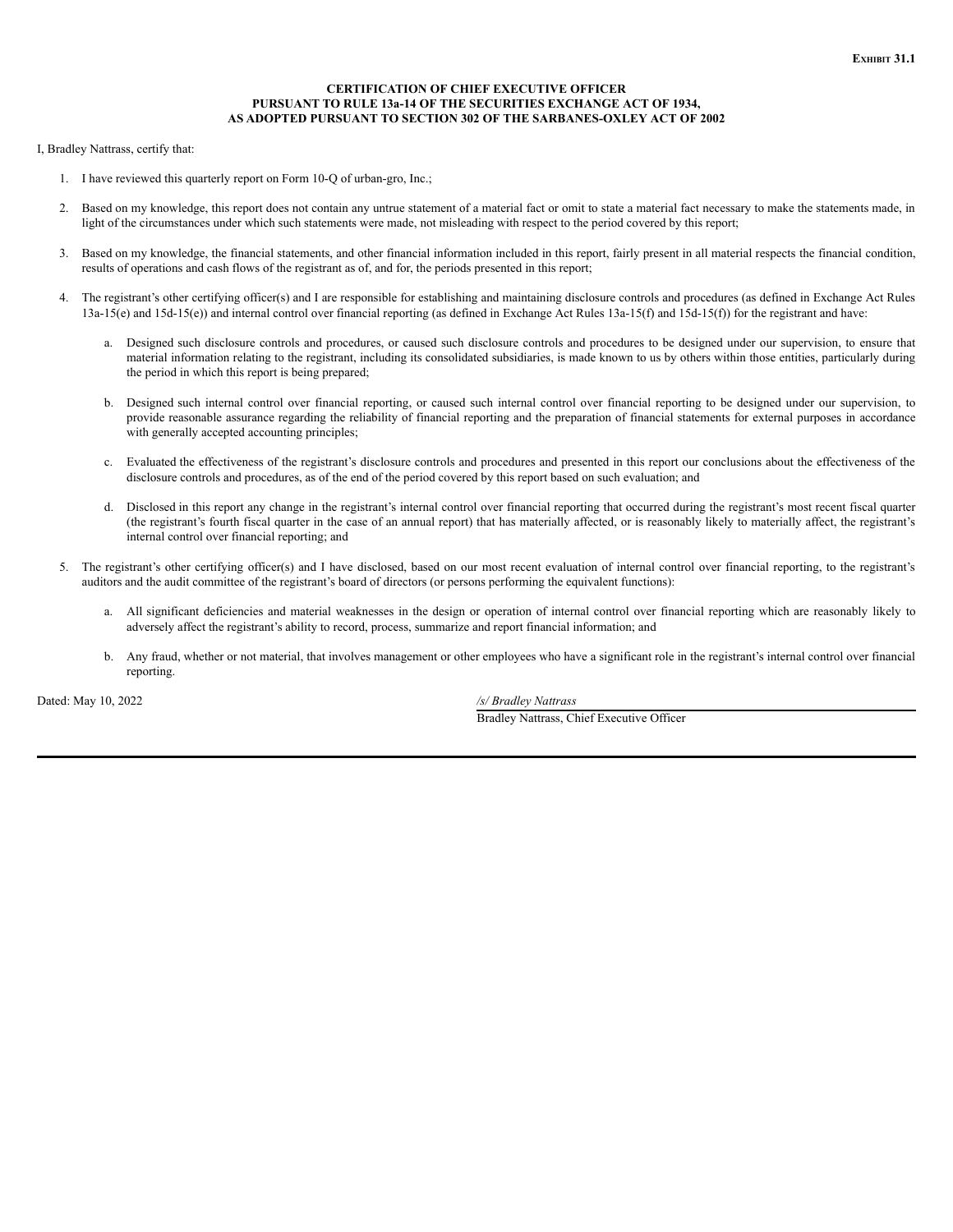**Exhibit 31.1**

**CERTIFICATION OF CHIEF EXECUTIVE OFFICER
PURSUANT TO RULE 13a-14 OF THE SECURITIES EXCHANGE ACT OF 1934,
AS ADOPTED PURSUANT TO SECTION 302 OF THE SARBANES-OXLEY ACT OF 2002**

I, Bradley Nattrass, certify that:

1. I have reviewed this quarterly report on Form 10-Q of urban-gro, Inc.;

2. Based on my knowledge, this report does not contain any untrue statement of a material fact or omit to state a material fact necessary to make the statements made, in light of the circumstances under which such statements were made, not misleading with respect to the period covered by this report;

3. Based on my knowledge, the financial statements, and other financial information included in this report, fairly present in all material respects the financial condition, results of operations and cash flows of the registrant as of, and for, the periods presented in this report;

4. The registrant's other certifying officer(s) and I are responsible for establishing and maintaining disclosure controls and procedures (as defined in Exchange Act Rules 13a-15(e) and 15d-15(e)) and internal control over financial reporting (as defined in Exchange Act Rules 13a-15(f) and 15d-15(f)) for the registrant and have:

   a. Designed such disclosure controls and procedures, or caused such disclosure controls and procedures to be designed under our supervision, to ensure that material information relating to the registrant, including its consolidated subsidiaries, is made known to us by others within those entities, particularly during the period in which this report is being prepared;

   b. Designed such internal control over financial reporting, or caused such internal control over financial reporting to be designed under our supervision, to provide reasonable assurance regarding the reliability of financial reporting and the preparation of financial statements for external purposes in accordance with generally accepted accounting principles;

   c. Evaluated the effectiveness of the registrant's disclosure controls and procedures and presented in this report our conclusions about the effectiveness of the disclosure controls and procedures, as of the end of the period covered by this report based on such evaluation; and

   d. Disclosed in this report any change in the registrant's internal control over financial reporting that occurred during the registrant's most recent fiscal quarter (the registrant's fourth fiscal quarter in the case of an annual report) that has materially affected, or is reasonably likely to materially affect, the registrant's internal control over financial reporting; and

5. The registrant's other certifying officer(s) and I have disclosed, based on our most recent evaluation of internal control over financial reporting, to the registrant's auditors and the audit committee of the registrant's board of directors (or persons performing the equivalent functions):

   a. All significant deficiencies and material weaknesses in the design or operation of internal control over financial reporting which are reasonably likely to adversely affect the registrant's ability to record, process, summarize and report financial information; and

   b. Any fraud, whether or not material, that involves management or other employees who have a significant role in the registrant's internal control over financial reporting.

Dated: May 10, 2022

*/s/ Bradley Nattrass*

Bradley Nattrass, Chief Executive Officer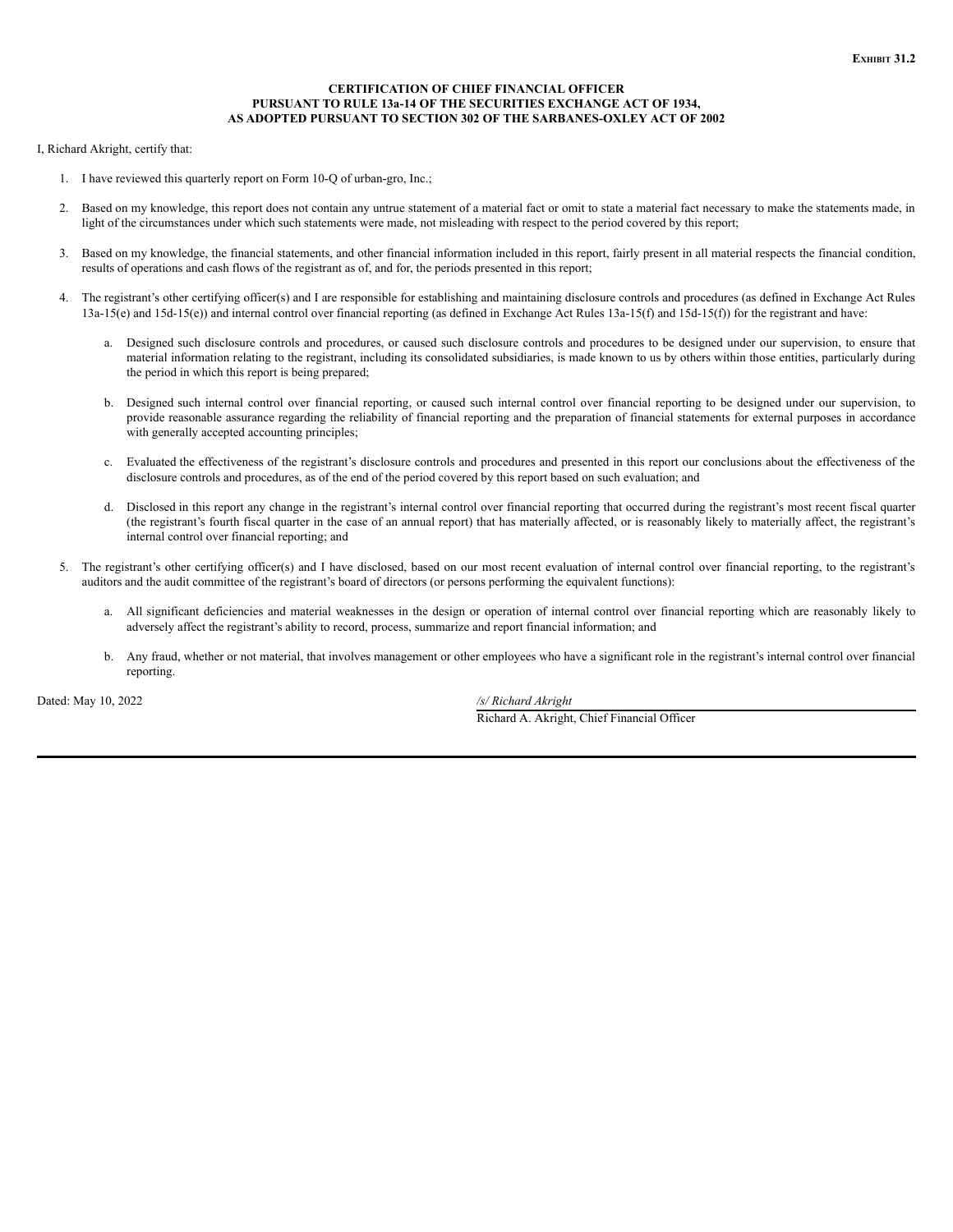**Exhibit 31.2**

**CERTIFICATION OF CHIEF FINANCIAL OFFICER**
**PURSUANT TO RULE 13a-14 OF THE SECURITIES EXCHANGE ACT OF 1934,**
**AS ADOPTED PURSUANT TO SECTION 302 OF THE SARBANES-OXLEY ACT OF 2002**

I, Richard Akright, certify that:

1. I have reviewed this quarterly report on Form 10-Q of urban-gro, Inc.;

2. Based on my knowledge, this report does not contain any untrue statement of a material fact or omit to state a material fact necessary to make the statements made, in light of the circumstances under which such statements were made, not misleading with respect to the period covered by this report;

3. Based on my knowledge, the financial statements, and other financial information included in this report, fairly present in all material respects the financial condition, results of operations and cash flows of the registrant as of, and for, the periods presented in this report;

4. The registrant's other certifying officer(s) and I are responsible for establishing and maintaining disclosure controls and procedures (as defined in Exchange Act Rules 13a-15(e) and 15d-15(e)) and internal control over financial reporting (as defined in Exchange Act Rules 13a-15(f) and 15d-15(f)) for the registrant and have:

   a. Designed such disclosure controls and procedures, or caused such disclosure controls and procedures to be designed under our supervision, to ensure that material information relating to the registrant, including its consolidated subsidiaries, is made known to us by others within those entities, particularly during the period in which this report is being prepared;

   b. Designed such internal control over financial reporting, or caused such internal control over financial reporting to be designed under our supervision, to provide reasonable assurance regarding the reliability of financial reporting and the preparation of financial statements for external purposes in accordance with generally accepted accounting principles;

   c. Evaluated the effectiveness of the registrant's disclosure controls and procedures and presented in this report our conclusions about the effectiveness of the disclosure controls and procedures, as of the end of the period covered by this report based on such evaluation; and

   d. Disclosed in this report any change in the registrant's internal control over financial reporting that occurred during the registrant's most recent fiscal quarter (the registrant's fourth fiscal quarter in the case of an annual report) that has materially affected, or is reasonably likely to materially affect, the registrant's internal control over financial reporting; and

5. The registrant's other certifying officer(s) and I have disclosed, based on our most recent evaluation of internal control over financial reporting, to the registrant's auditors and the audit committee of the registrant's board of directors (or persons performing the equivalent functions):

   a. All significant deficiencies and material weaknesses in the design or operation of internal control over financial reporting which are reasonably likely to adversely affect the registrant's ability to record, process, summarize and report financial information; and

   b. Any fraud, whether or not material, that involves management or other employees who have a significant role in the registrant's internal control over financial reporting.

Dated: May 10, 2022

*/s/ Richard Akright*
Richard A. Akright, Chief Financial Officer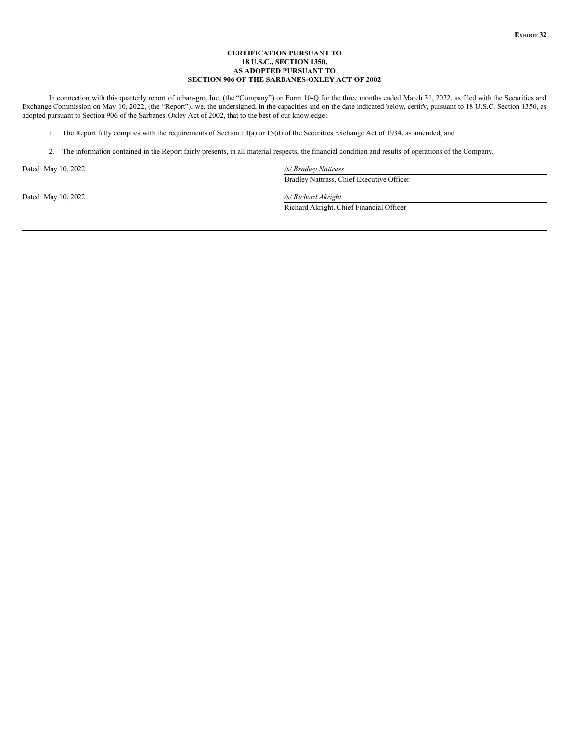**Exhibit 32**

**CERTIFICATION PURSUANT TO**
**18 U.S.C., SECTION 1350,**
**AS ADOPTED PURSUANT TO**
**SECTION 906 OF THE SARBANES-OXLEY ACT OF 2002**

In connection with this quarterly report of urban-gro, Inc. (the "Company") on Form 10-Q for the three months ended March 31, 2022, as filed with the Securities and Exchange Commission on May 10, 2022, (the "Report"), we, the undersigned, in the capacities and on the date indicated below, certify, pursuant to 18 U.S.C. Section 1350, as adopted pursuant to Section 906 of the Sarbanes-Oxley Act of 2002, that to the best of our knowledge:

1. The Report fully complies with the requirements of Section 13(a) or 15(d) of the Securities Exchange Act of 1934, as amended; and

2. The information contained in the Report fairly presents, in all material respects, the financial condition and results of operations of the Company.

Dated: May 10, 2022

*/s/ Bradley Nattrass*
Bradley Nattrass, Chief Executive Officer

Dated: May 10, 2022

*/s/ Richard Akright*
Richard Akright, Chief Financial Officer